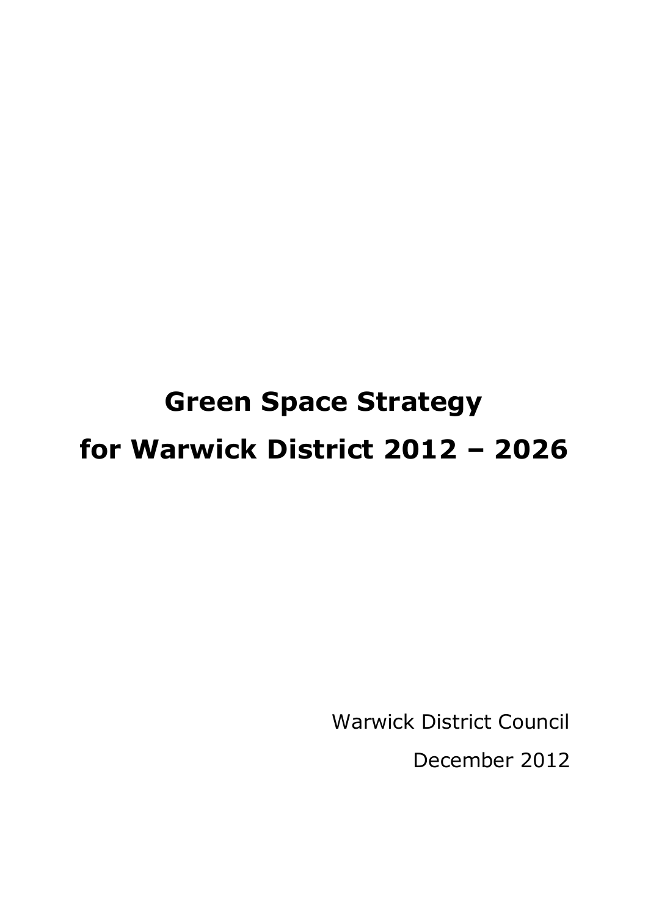# Green Space Strategy for Warwick District 2012 – 2026

Warwick District Council

December 2012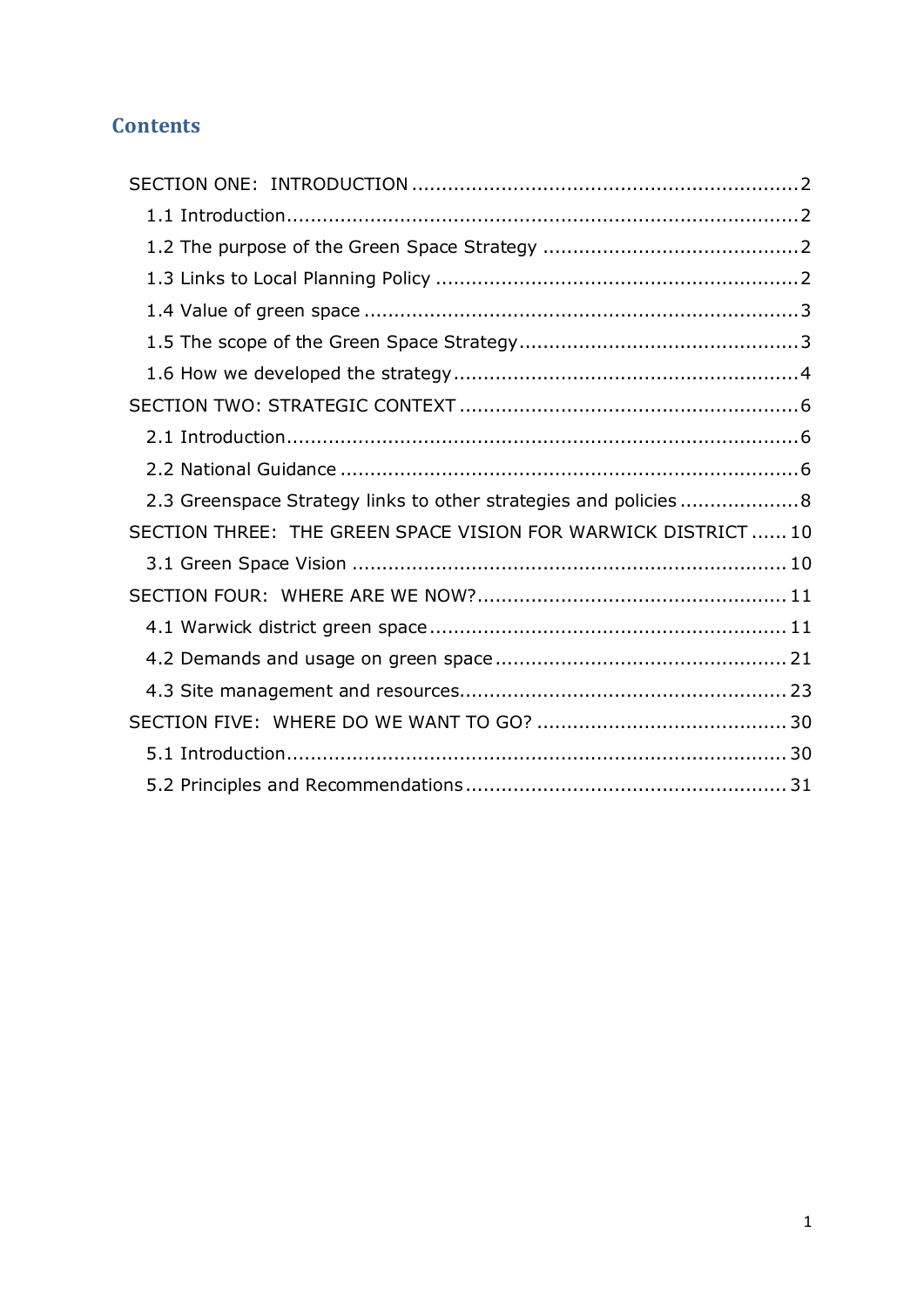## Contents

SECTION ONE: INTRODUCTION ....................................................................2

- 1.1 Introduction....................................................................................2
- 1.2 The purpose of the Green Space Strategy ..........................................2
- 1.3 Links to Local Planning Policy ............................................................2
- 1.4 Value of green space ........................................................................3
- 1.5 The scope of the Green Space Strategy..............................................3
- 1.6 How we developed the strategy .........................................................4

SECTION TWO: STRATEGIC CONTEXT ........................................................6

- 2.1 Introduction.....................................................................................6
- 2.2 National Guidance ...........................................................................6
- 2.3 Greenspace Strategy links to other strategies and policies ....................8

SECTION THREE: THE GREEN SPACE VISION FOR WARWICK DISTRICT ......10

- 3.1 Green Space Vision ........................................................................10

SECTION FOUR: WHERE ARE WE NOW?....................................................11

- 4.1 Warwick district green space ...........................................................11
- 4.2 Demands and usage on green space ................................................21
- 4.3 Site management and resources......................................................23

SECTION FIVE: WHERE DO WE WANT TO GO? ..........................................30

- 5.1 Introduction...................................................................................30
- 5.2 Principles and Recommendations .....................................................31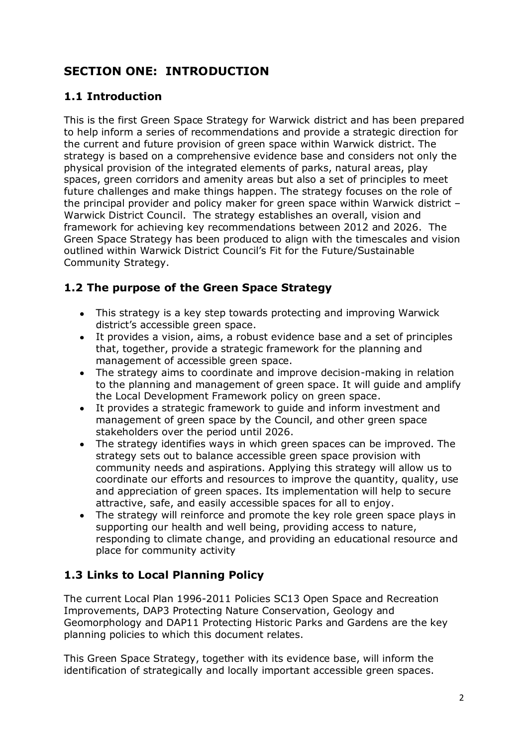# SECTION ONE: INTRODUCTION

## 1.1 Introduction

This is the first Green Space Strategy for Warwick district and has been prepared to help inform a series of recommendations and provide a strategic direction for the current and future provision of green space within Warwick district. The strategy is based on a comprehensive evidence base and considers not only the physical provision of the integrated elements of parks, natural areas, play spaces, green corridors and amenity areas but also a set of principles to meet future challenges and make things happen. The strategy focuses on the role of the principal provider and policy maker for green space within Warwick district – Warwick District Council. The strategy establishes an overall, vision and framework for achieving key recommendations between 2012 and 2026. The Green Space Strategy has been produced to align with the timescales and vision outlined within Warwick District Council's Fit for the Future/Sustainable Community Strategy.

## 1.2 The purpose of the Green Space Strategy

- This strategy is a key step towards protecting and improving Warwick district's accessible green space.
- It provides a vision, aims, a robust evidence base and a set of principles that, together, provide a strategic framework for the planning and management of accessible green space.
- The strategy aims to coordinate and improve decision-making in relation to the planning and management of green space. It will guide and amplify the Local Development Framework policy on green space.
- It provides a strategic framework to guide and inform investment and management of green space by the Council, and other green space stakeholders over the period until 2026.
- The strategy identifies ways in which green spaces can be improved. The strategy sets out to balance accessible green space provision with community needs and aspirations. Applying this strategy will allow us to coordinate our efforts and resources to improve the quantity, quality, use and appreciation of green spaces. Its implementation will help to secure attractive, safe, and easily accessible spaces for all to enjoy.
- The strategy will reinforce and promote the key role green space plays in supporting our health and well being, providing access to nature, responding to climate change, and providing an educational resource and place for community activity

## 1.3 Links to Local Planning Policy

The current Local Plan 1996-2011 Policies SC13 Open Space and Recreation Improvements, DAP3 Protecting Nature Conservation, Geology and Geomorphology and DAP11 Protecting Historic Parks and Gardens are the key planning policies to which this document relates.

This Green Space Strategy, together with its evidence base, will inform the identification of strategically and locally important accessible green spaces.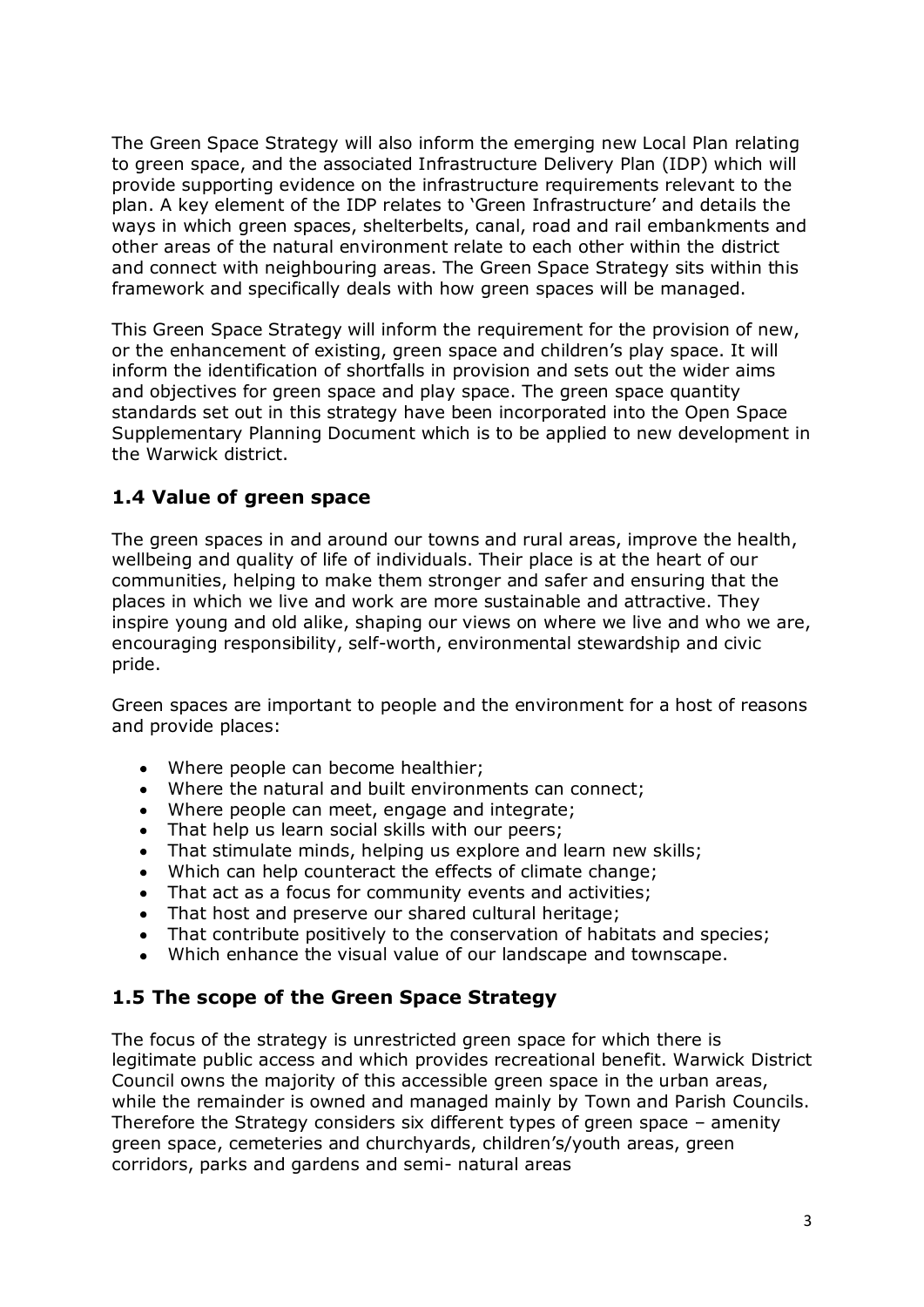The Green Space Strategy will also inform the emerging new Local Plan relating to green space, and the associated Infrastructure Delivery Plan (IDP) which will provide supporting evidence on the infrastructure requirements relevant to the plan. A key element of the IDP relates to 'Green Infrastructure' and details the ways in which green spaces, shelterbelts, canal, road and rail embankments and other areas of the natural environment relate to each other within the district and connect with neighbouring areas. The Green Space Strategy sits within this framework and specifically deals with how green spaces will be managed.

This Green Space Strategy will inform the requirement for the provision of new, or the enhancement of existing, green space and children's play space. It will inform the identification of shortfalls in provision and sets out the wider aims and objectives for green space and play space. The green space quantity standards set out in this strategy have been incorporated into the Open Space Supplementary Planning Document which is to be applied to new development in the Warwick district.

## 1.4 Value of green space

The green spaces in and around our towns and rural areas, improve the health, wellbeing and quality of life of individuals. Their place is at the heart of our communities, helping to make them stronger and safer and ensuring that the places in which we live and work are more sustainable and attractive. They inspire young and old alike, shaping our views on where we live and who we are, encouraging responsibility, self-worth, environmental stewardship and civic pride.

Green spaces are important to people and the environment for a host of reasons and provide places:

- Where people can become healthier;
- Where the natural and built environments can connect;
- Where people can meet, engage and integrate;
- That help us learn social skills with our peers;
- That stimulate minds, helping us explore and learn new skills;
- Which can help counteract the effects of climate change;
- That act as a focus for community events and activities;
- That host and preserve our shared cultural heritage;
- That contribute positively to the conservation of habitats and species;
- Which enhance the visual value of our landscape and townscape.

## 1.5 The scope of the Green Space Strategy

The focus of the strategy is unrestricted green space for which there is legitimate public access and which provides recreational benefit. Warwick District Council owns the majority of this accessible green space in the urban areas, while the remainder is owned and managed mainly by Town and Parish Councils. Therefore the Strategy considers six different types of green space – amenity green space, cemeteries and churchyards, children's/youth areas, green corridors, parks and gardens and semi- natural areas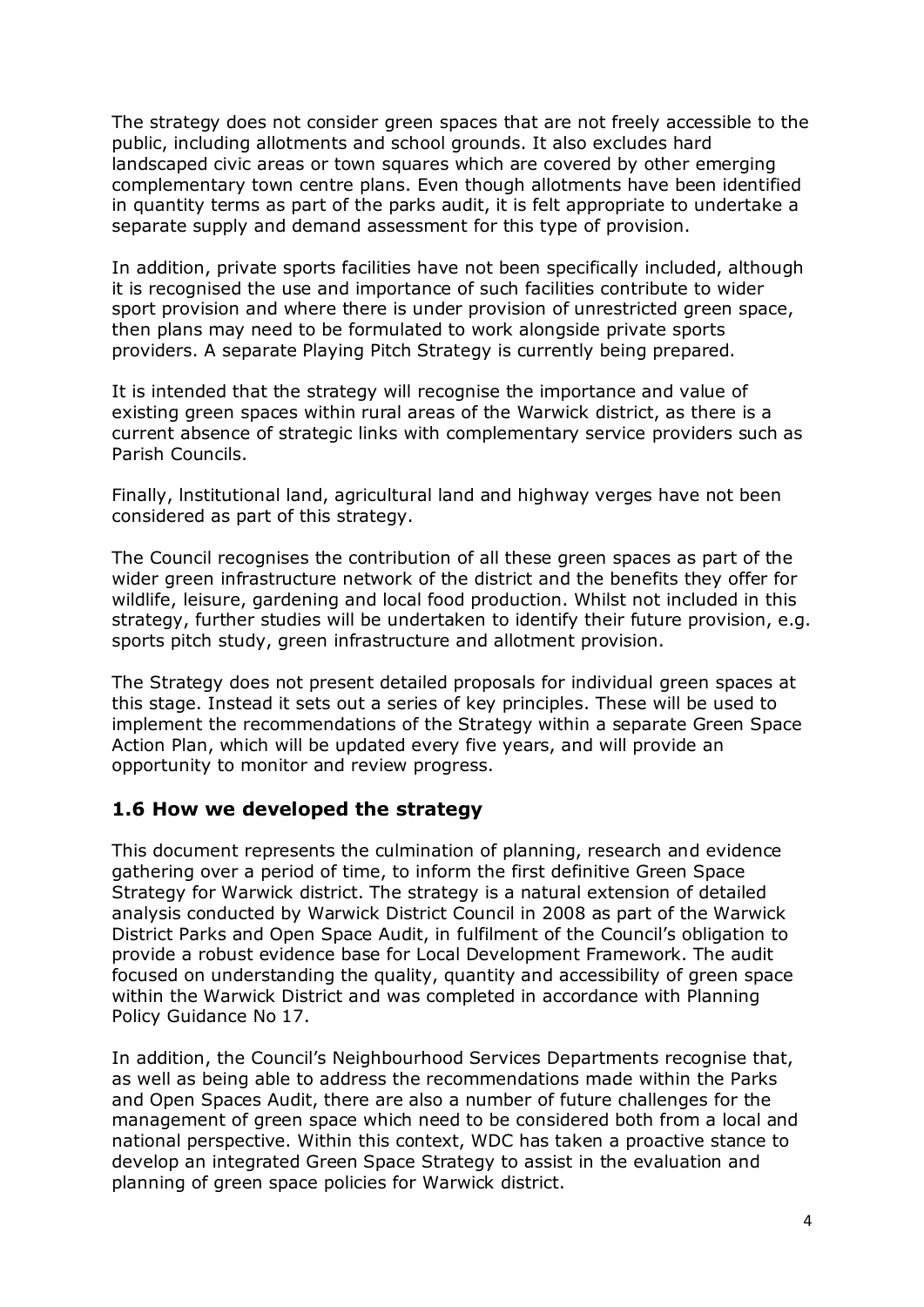The strategy does not consider green spaces that are not freely accessible to the public, including allotments and school grounds. It also excludes hard landscaped civic areas or town squares which are covered by other emerging complementary town centre plans. Even though allotments have been identified in quantity terms as part of the parks audit, it is felt appropriate to undertake a separate supply and demand assessment for this type of provision.

In addition, private sports facilities have not been specifically included, although it is recognised the use and importance of such facilities contribute to wider sport provision and where there is under provision of unrestricted green space, then plans may need to be formulated to work alongside private sports providers. A separate Playing Pitch Strategy is currently being prepared.

It is intended that the strategy will recognise the importance and value of existing green spaces within rural areas of the Warwick district, as there is a current absence of strategic links with complementary service providers such as Parish Councils.

Finally, Institutional land, agricultural land and highway verges have not been considered as part of this strategy.

The Council recognises the contribution of all these green spaces as part of the wider green infrastructure network of the district and the benefits they offer for wildlife, leisure, gardening and local food production. Whilst not included in this strategy, further studies will be undertaken to identify their future provision, e.g. sports pitch study, green infrastructure and allotment provision.

The Strategy does not present detailed proposals for individual green spaces at this stage. Instead it sets out a series of key principles. These will be used to implement the recommendations of the Strategy within a separate Green Space Action Plan, which will be updated every five years, and will provide an opportunity to monitor and review progress.

## 1.6 How we developed the strategy

This document represents the culmination of planning, research and evidence gathering over a period of time, to inform the first definitive Green Space Strategy for Warwick district. The strategy is a natural extension of detailed analysis conducted by Warwick District Council in 2008 as part of the Warwick District Parks and Open Space Audit, in fulfilment of the Council's obligation to provide a robust evidence base for Local Development Framework. The audit focused on understanding the quality, quantity and accessibility of green space within the Warwick District and was completed in accordance with Planning Policy Guidance No 17.

In addition, the Council's Neighbourhood Services Departments recognise that, as well as being able to address the recommendations made within the Parks and Open Spaces Audit, there are also a number of future challenges for the management of green space which need to be considered both from a local and national perspective. Within this context, WDC has taken a proactive stance to develop an integrated Green Space Strategy to assist in the evaluation and planning of green space policies for Warwick district.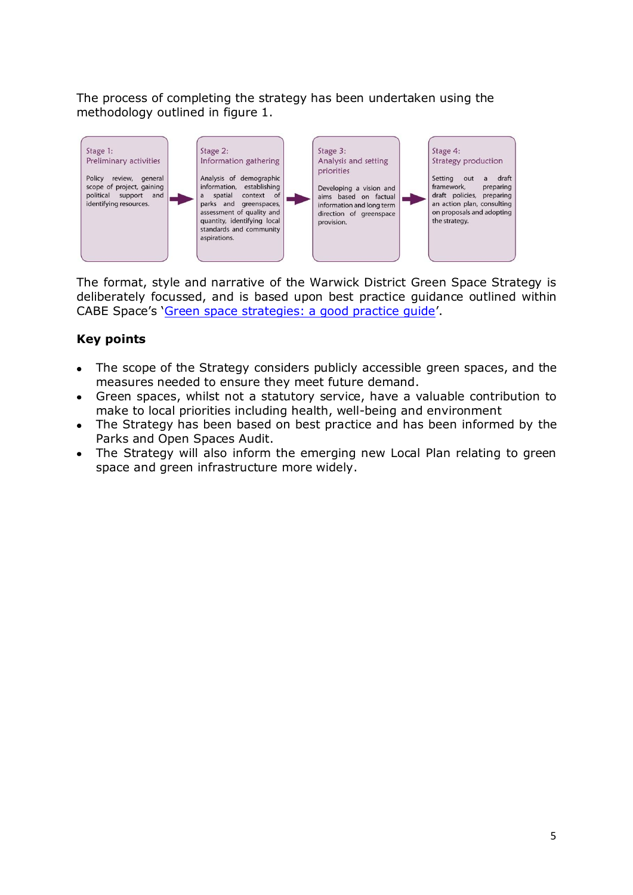The process of completing the strategy has been undertaken using the methodology outlined in figure 1.

| Stage 1: Preliminary activities | | Stage 2: Information gathering | | Stage 3: Analysis and setting priorities | | Stage 4: Strategy production |
|---|---|---|---|---|---|---|
| Policy review, general scope of project, gaining political support and identifying resources. | → | Analysis of demographic information, establishing a spatial context of parks and greenspaces, assessment of quality and quantity, identifying local standards and community aspirations. | → | Developing a vision and aims based on factual information and long term direction of greenspace provision. | → | Setting out a draft framework, preparing draft policies, preparing an action plan, consulting on proposals and adopting the strategy. |

The format, style and narrative of the Warwick District Green Space Strategy is deliberately focussed, and is based upon best practice guidance outlined within CABE Space's '[Green space strategies: a good practice guide]'.

**Key points**

- The scope of the Strategy considers publicly accessible green spaces, and the measures needed to ensure they meet future demand.
- Green spaces, whilst not a statutory service, have a valuable contribution to make to local priorities including health, well-being and environment
- The Strategy has been based on best practice and has been informed by the Parks and Open Spaces Audit.
- The Strategy will also inform the emerging new Local Plan relating to green space and green infrastructure more widely.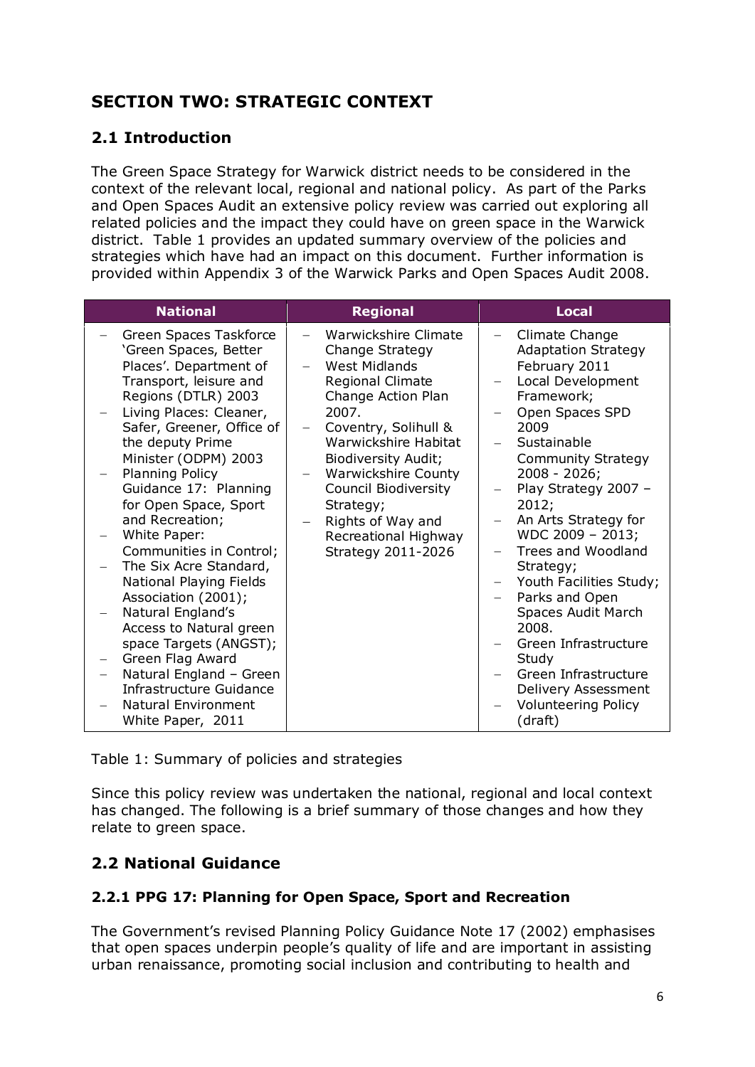# SECTION TWO: STRATEGIC CONTEXT

## 2.1 Introduction

The Green Space Strategy for Warwick district needs to be considered in the context of the relevant local, regional and national policy. As part of the Parks and Open Spaces Audit an extensive policy review was carried out exploring all related policies and the impact they could have on green space in the Warwick district. Table 1 provides an updated summary overview of the policies and strategies which have had an impact on this document. Further information is provided within Appendix 3 of the Warwick Parks and Open Spaces Audit 2008.

| National | Regional | Local |
|---|---|---|
| – Green Spaces Taskforce 'Green Spaces, Better Places'. Department of Transport, leisure and Regions (DTLR) 2003<br>– Living Places: Cleaner, Safer, Greener, Office of the deputy Prime Minister (ODPM) 2003<br>– Planning Policy Guidance 17: Planning for Open Space, Sport and Recreation;<br>– White Paper: Communities in Control;<br>– The Six Acre Standard, National Playing Fields Association (2001);<br>– Natural England's Access to Natural green space Targets (ANGST);<br>– Green Flag Award<br>– Natural England – Green Infrastructure Guidance<br>– Natural Environment White Paper, 2011 | – Warwickshire Climate Change Strategy<br>– West Midlands Regional Climate Change Action Plan 2007.<br>– Coventry, Solihull & Warwickshire Habitat Biodiversity Audit;<br>– Warwickshire County Council Biodiversity Strategy;<br>– Rights of Way and Recreational Highway Strategy 2011-2026 | – Climate Change Adaptation Strategy February 2011<br>– Local Development Framework;<br>– Open Spaces SPD 2009<br>– Sustainable Community Strategy 2008 - 2026;<br>– Play Strategy 2007 – 2012;<br>– An Arts Strategy for WDC 2009 – 2013;<br>– Trees and Woodland Strategy;<br>– Youth Facilities Study;<br>– Parks and Open Spaces Audit March 2008.<br>– Green Infrastructure Study<br>– Green Infrastructure Delivery Assessment<br>– Volunteering Policy (draft) |

Table 1: Summary of policies and strategies

Since this policy review was undertaken the national, regional and local context has changed. The following is a brief summary of those changes and how they relate to green space.

## 2.2 National Guidance

### 2.2.1 PPG 17: Planning for Open Space, Sport and Recreation

The Government's revised Planning Policy Guidance Note 17 (2002) emphasises that open spaces underpin people's quality of life and are important in assisting urban renaissance, promoting social inclusion and contributing to health and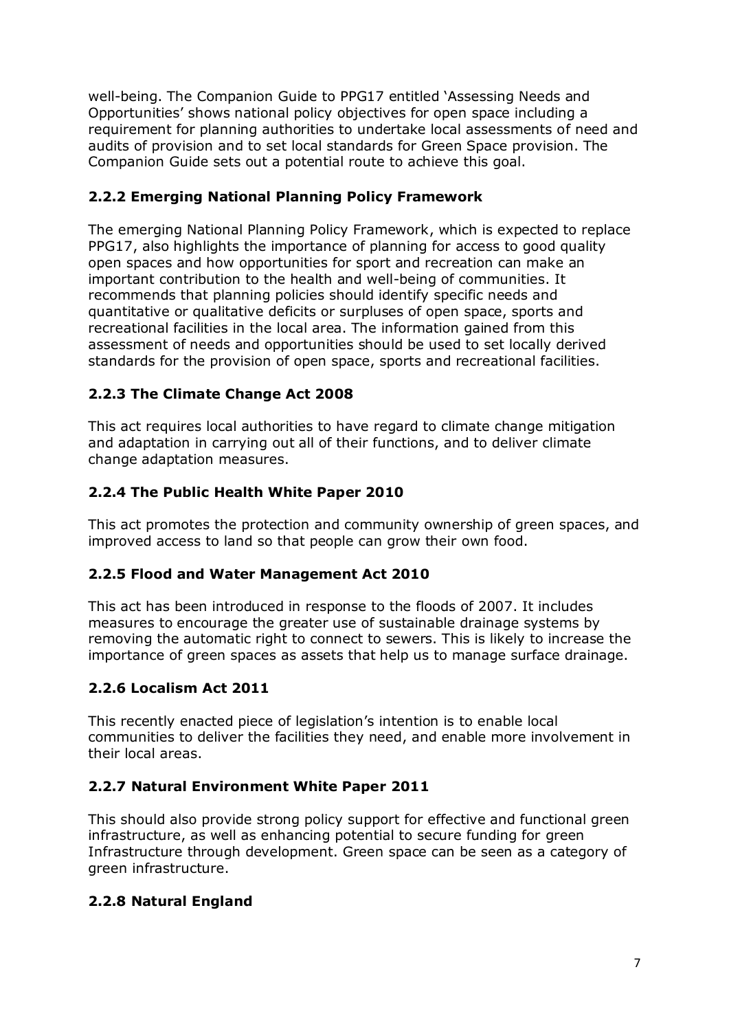well-being. The Companion Guide to PPG17 entitled 'Assessing Needs and Opportunities' shows national policy objectives for open space including a requirement for planning authorities to undertake local assessments of need and audits of provision and to set local standards for Green Space provision. The Companion Guide sets out a potential route to achieve this goal.

### 2.2.2 Emerging National Planning Policy Framework

The emerging National Planning Policy Framework, which is expected to replace PPG17, also highlights the importance of planning for access to good quality open spaces and how opportunities for sport and recreation can make an important contribution to the health and well-being of communities. It recommends that planning policies should identify specific needs and quantitative or qualitative deficits or surpluses of open space, sports and recreational facilities in the local area. The information gained from this assessment of needs and opportunities should be used to set locally derived standards for the provision of open space, sports and recreational facilities.

### 2.2.3 The Climate Change Act 2008

This act requires local authorities to have regard to climate change mitigation and adaptation in carrying out all of their functions, and to deliver climate change adaptation measures.

### 2.2.4 The Public Health White Paper 2010

This act promotes the protection and community ownership of green spaces, and improved access to land so that people can grow their own food.

### 2.2.5 Flood and Water Management Act 2010

This act has been introduced in response to the floods of 2007. It includes measures to encourage the greater use of sustainable drainage systems by removing the automatic right to connect to sewers. This is likely to increase the importance of green spaces as assets that help us to manage surface drainage.

### 2.2.6 Localism Act 2011

This recently enacted piece of legislation's intention is to enable local communities to deliver the facilities they need, and enable more involvement in their local areas.

### 2.2.7 Natural Environment White Paper 2011

This should also provide strong policy support for effective and functional green infrastructure, as well as enhancing potential to secure funding for green Infrastructure through development. Green space can be seen as a category of green infrastructure.

### 2.2.8 Natural England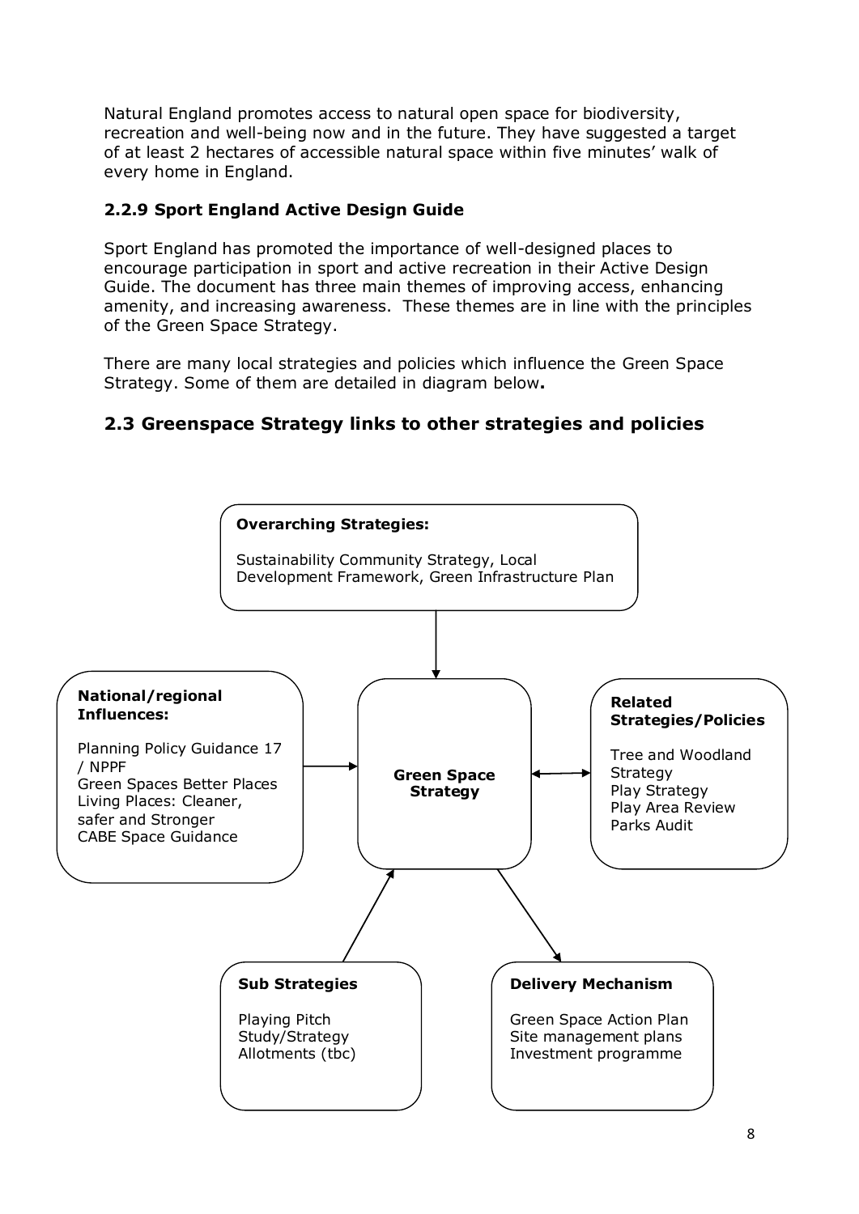Natural England promotes access to natural open space for biodiversity, recreation and well-being now and in the future. They have suggested a target of at least 2 hectares of accessible natural space within five minutes' walk of every home in England.

### 2.2.9 Sport England Active Design Guide

Sport England has promoted the importance of well-designed places to encourage participation in sport and active recreation in their Active Design Guide. The document has three main themes of improving access, enhancing amenity, and increasing awareness. These themes are in line with the principles of the Green Space Strategy.

There are many local strategies and policies which influence the Green Space Strategy. Some of them are detailed in diagram below**.**

## 2.3 Greenspace Strategy links to other strategies and policies

**Overarching Strategies:**

Sustainability Community Strategy, Local Development Framework, Green Infrastructure Plan

**National/regional Influences:**

Planning Policy Guidance 17 / NPPF
Green Spaces Better Places
Living Places: Cleaner, safer and Stronger
CABE Space Guidance

**Green Space Strategy**

**Related Strategies/Policies**

Tree and Woodland Strategy
Play Strategy
Play Area Review
Parks Audit

**Sub Strategies**

Playing Pitch Study/Strategy
Allotments (tbc)

**Delivery Mechanism**

Green Space Action Plan
Site management plans
Investment programme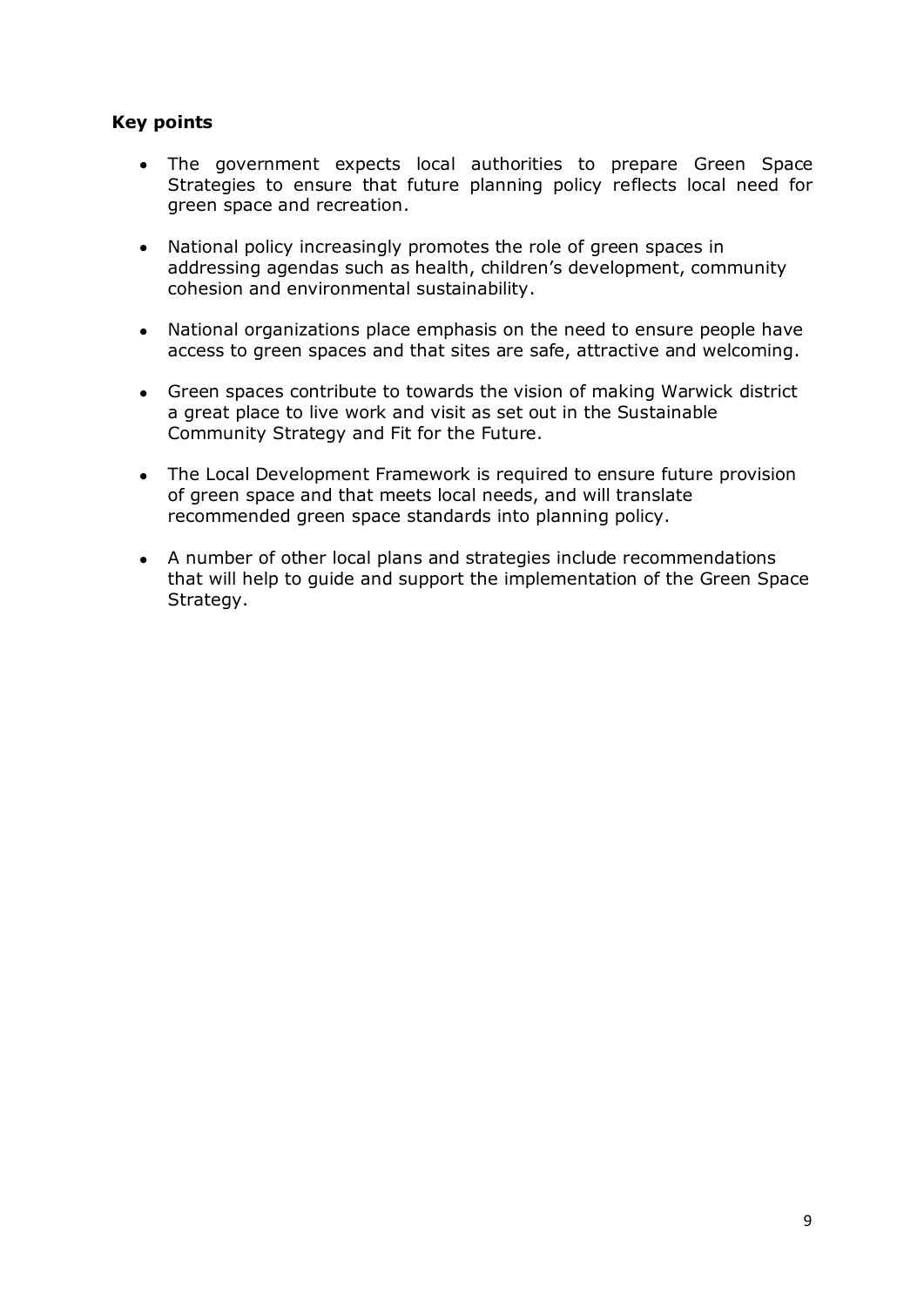**Key points**

- The government expects local authorities to prepare Green Space Strategies to ensure that future planning policy reflects local need for green space and recreation.
- National policy increasingly promotes the role of green spaces in addressing agendas such as health, children's development, community cohesion and environmental sustainability.
- National organizations place emphasis on the need to ensure people have access to green spaces and that sites are safe, attractive and welcoming.
- Green spaces contribute to towards the vision of making Warwick district a great place to live work and visit as set out in the Sustainable Community Strategy and Fit for the Future.
- The Local Development Framework is required to ensure future provision of green space and that meets local needs, and will translate recommended green space standards into planning policy.
- A number of other local plans and strategies include recommendations that will help to guide and support the implementation of the Green Space Strategy.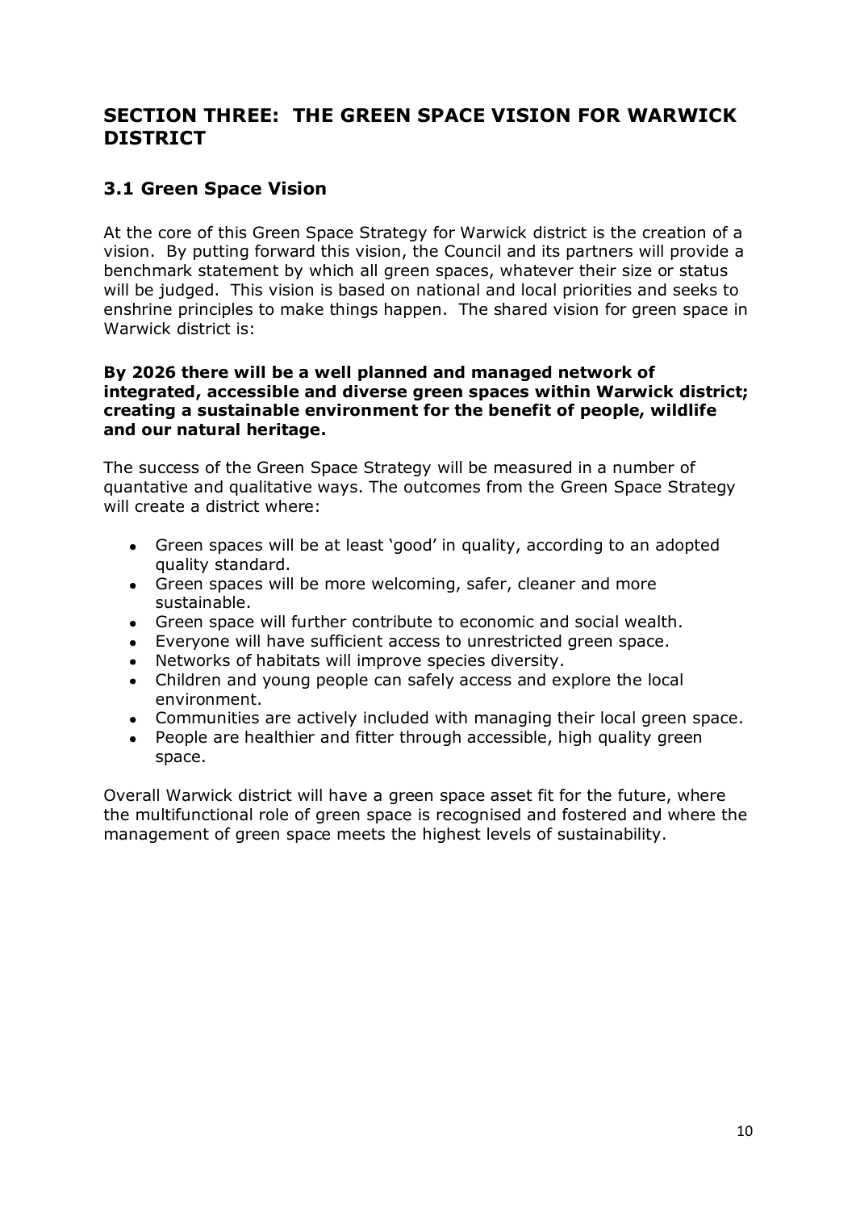## SECTION THREE: THE GREEN SPACE VISION FOR WARWICK DISTRICT

### 3.1 Green Space Vision

At the core of this Green Space Strategy for Warwick district is the creation of a vision. By putting forward this vision, the Council and its partners will provide a benchmark statement by which all green spaces, whatever their size or status will be judged. This vision is based on national and local priorities and seeks to enshrine principles to make things happen. The shared vision for green space in Warwick district is:

**By 2026 there will be a well planned and managed network of integrated, accessible and diverse green spaces within Warwick district; creating a sustainable environment for the benefit of people, wildlife and our natural heritage.**

The success of the Green Space Strategy will be measured in a number of quantative and qualitative ways. The outcomes from the Green Space Strategy will create a district where:

- Green spaces will be at least 'good' in quality, according to an adopted quality standard.
- Green spaces will be more welcoming, safer, cleaner and more sustainable.
- Green space will further contribute to economic and social wealth.
- Everyone will have sufficient access to unrestricted green space.
- Networks of habitats will improve species diversity.
- Children and young people can safely access and explore the local environment.
- Communities are actively included with managing their local green space.
- People are healthier and fitter through accessible, high quality green space.

Overall Warwick district will have a green space asset fit for the future, where the multifunctional role of green space is recognised and fostered and where the management of green space meets the highest levels of sustainability.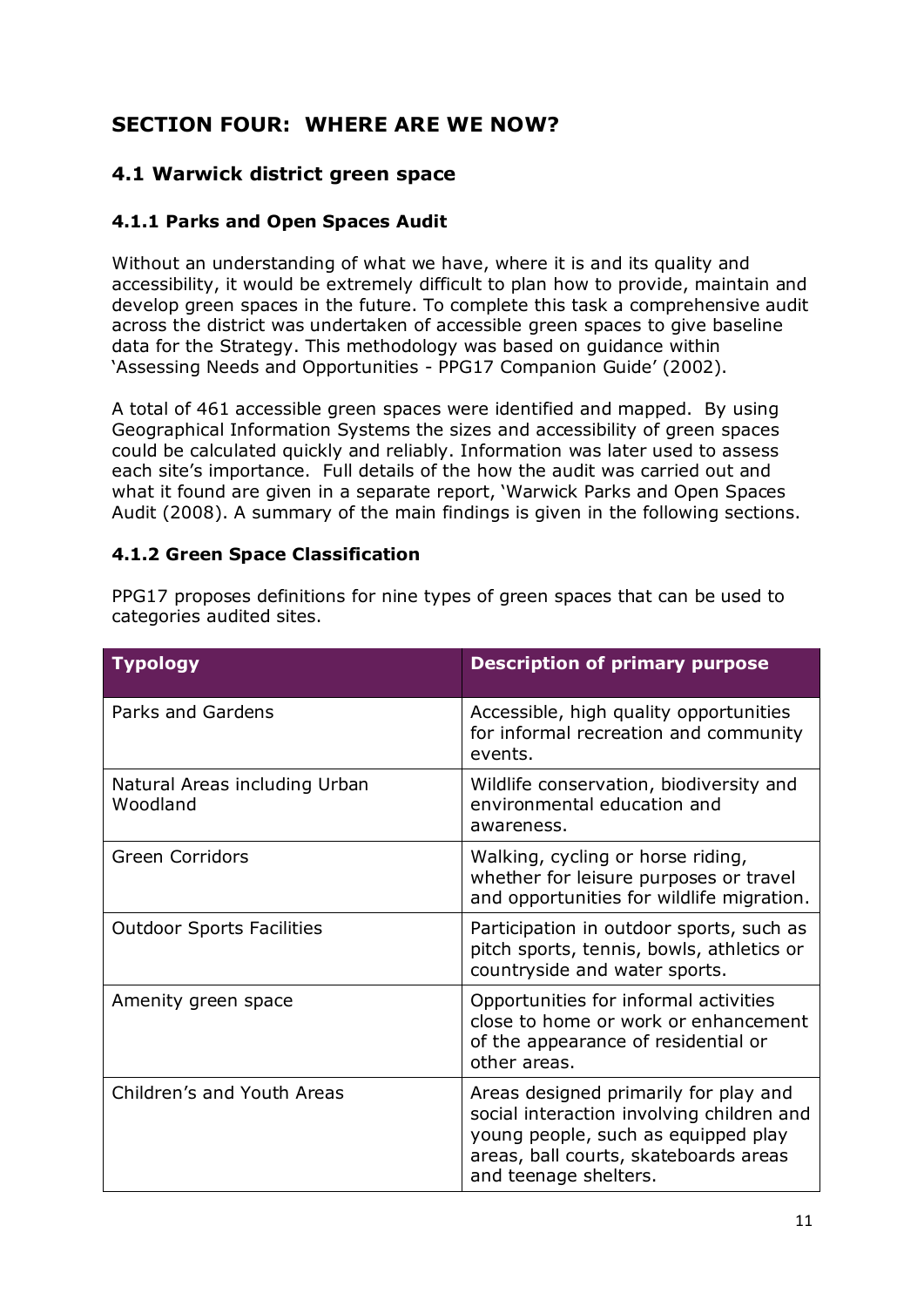# SECTION FOUR: WHERE ARE WE NOW?

## 4.1 Warwick district green space

### 4.1.1 Parks and Open Spaces Audit

Without an understanding of what we have, where it is and its quality and accessibility, it would be extremely difficult to plan how to provide, maintain and develop green spaces in the future. To complete this task a comprehensive audit across the district was undertaken of accessible green spaces to give baseline data for the Strategy. This methodology was based on guidance within 'Assessing Needs and Opportunities - PPG17 Companion Guide' (2002).

A total of 461 accessible green spaces were identified and mapped. By using Geographical Information Systems the sizes and accessibility of green spaces could be calculated quickly and reliably. Information was later used to assess each site's importance. Full details of the how the audit was carried out and what it found are given in a separate report, 'Warwick Parks and Open Spaces Audit (2008). A summary of the main findings is given in the following sections.

### 4.1.2 Green Space Classification

PPG17 proposes definitions for nine types of green spaces that can be used to categories audited sites.

| Typology | Description of primary purpose |
|---|---|
| Parks and Gardens | Accessible, high quality opportunities for informal recreation and community events. |
| Natural Areas including Urban Woodland | Wildlife conservation, biodiversity and environmental education and awareness. |
| Green Corridors | Walking, cycling or horse riding, whether for leisure purposes or travel and opportunities for wildlife migration. |
| Outdoor Sports Facilities | Participation in outdoor sports, such as pitch sports, tennis, bowls, athletics or countryside and water sports. |
| Amenity green space | Opportunities for informal activities close to home or work or enhancement of the appearance of residential or other areas. |
| Children's and Youth Areas | Areas designed primarily for play and social interaction involving children and young people, such as equipped play areas, ball courts, skateboards areas and teenage shelters. |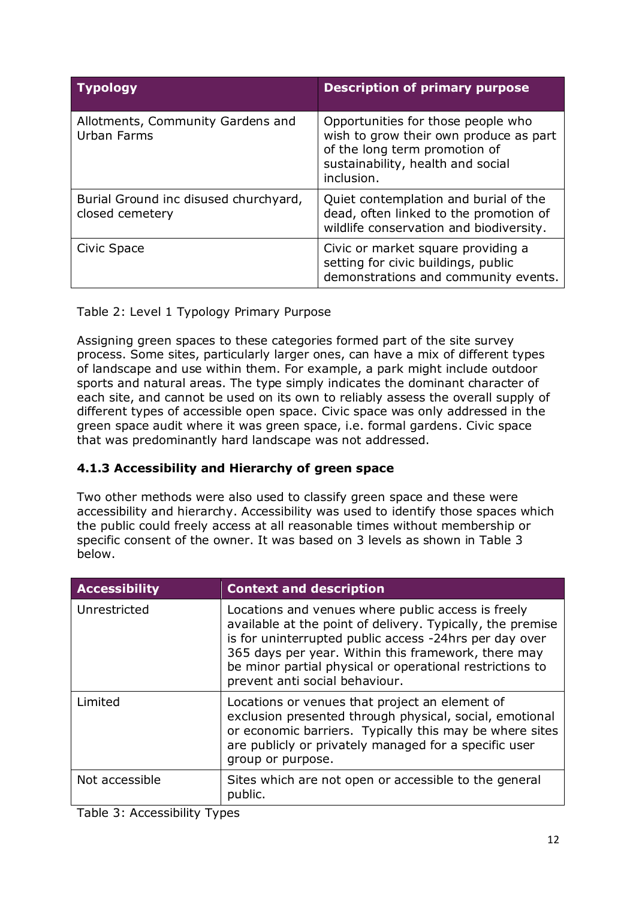| Typology | Description of primary purpose |
| --- | --- |
| Allotments, Community Gardens and Urban Farms | Opportunities for those people who wish to grow their own produce as part of the long term promotion of sustainability, health and social inclusion. |
| Burial Ground inc disused churchyard, closed cemetery | Quiet contemplation and burial of the dead, often linked to the promotion of wildlife conservation and biodiversity. |
| Civic Space | Civic or market square providing a setting for civic buildings, public demonstrations and community events. |

Table 2: Level 1 Typology Primary Purpose

Assigning green spaces to these categories formed part of the site survey process. Some sites, particularly larger ones, can have a mix of different types of landscape and use within them. For example, a park might include outdoor sports and natural areas. The type simply indicates the dominant character of each site, and cannot be used on its own to reliably assess the overall supply of different types of accessible open space. Civic space was only addressed in the green space audit where it was green space, i.e. formal gardens. Civic space that was predominantly hard landscape was not addressed.

### 4.1.3 Accessibility and Hierarchy of green space

Two other methods were also used to classify green space and these were accessibility and hierarchy. Accessibility was used to identify those spaces which the public could freely access at all reasonable times without membership or specific consent of the owner. It was based on 3 levels as shown in Table 3 below.

| Accessibility | Context and description |
| --- | --- |
| Unrestricted | Locations and venues where public access is freely available at the point of delivery. Typically, the premise is for uninterrupted public access -24hrs per day over 365 days per year. Within this framework, there may be minor partial physical or operational restrictions to prevent anti social behaviour. |
| Limited | Locations or venues that project an element of exclusion presented through physical, social, emotional or economic barriers. Typically this may be where sites are publicly or privately managed for a specific user group or purpose. |
| Not accessible | Sites which are not open or accessible to the general public. |

Table 3: Accessibility Types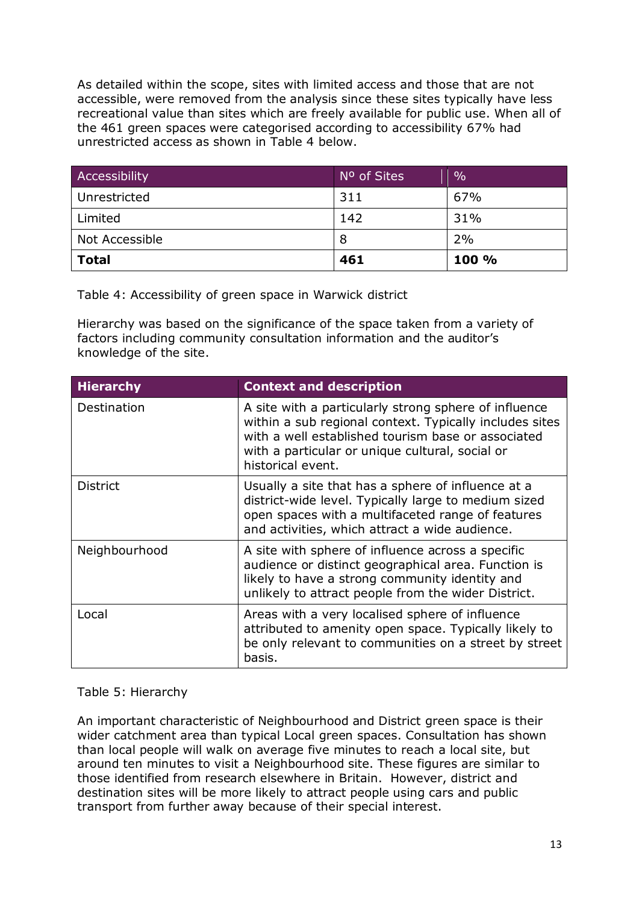As detailed within the scope, sites with limited access and those that are not accessible, were removed from the analysis since these sites typically have less recreational value than sites which are freely available for public use. When all of the 461 green spaces were categorised according to accessibility 67% had unrestricted access as shown in Table 4 below.

| Accessibility | Nº of Sites | % |
|---|---|---|
| Unrestricted | 311 | 67% |
| Limited | 142 | 31% |
| Not Accessible | 8 | 2% |
| **Total** | **461** | **100 %** |

Table 4: Accessibility of green space in Warwick district

Hierarchy was based on the significance of the space taken from a variety of factors including community consultation information and the auditor's knowledge of the site.

| Hierarchy | Context and description |
|---|---|
| Destination | A site with a particularly strong sphere of influence within a sub regional context. Typically includes sites with a well established tourism base or associated with a particular or unique cultural, social or historical event. |
| District | Usually a site that has a sphere of influence at a district-wide level. Typically large to medium sized open spaces with a multifaceted range of features and activities, which attract a wide audience. |
| Neighbourhood | A site with sphere of influence across a specific audience or distinct geographical area. Function is likely to have a strong community identity and unlikely to attract people from the wider District. |
| Local | Areas with a very localised sphere of influence attributed to amenity open space. Typically likely to be only relevant to communities on a street by street basis. |

Table 5: Hierarchy

An important characteristic of Neighbourhood and District green space is their wider catchment area than typical Local green spaces. Consultation has shown than local people will walk on average five minutes to reach a local site, but around ten minutes to visit a Neighbourhood site. These figures are similar to those identified from research elsewhere in Britain. However, district and destination sites will be more likely to attract people using cars and public transport from further away because of their special interest.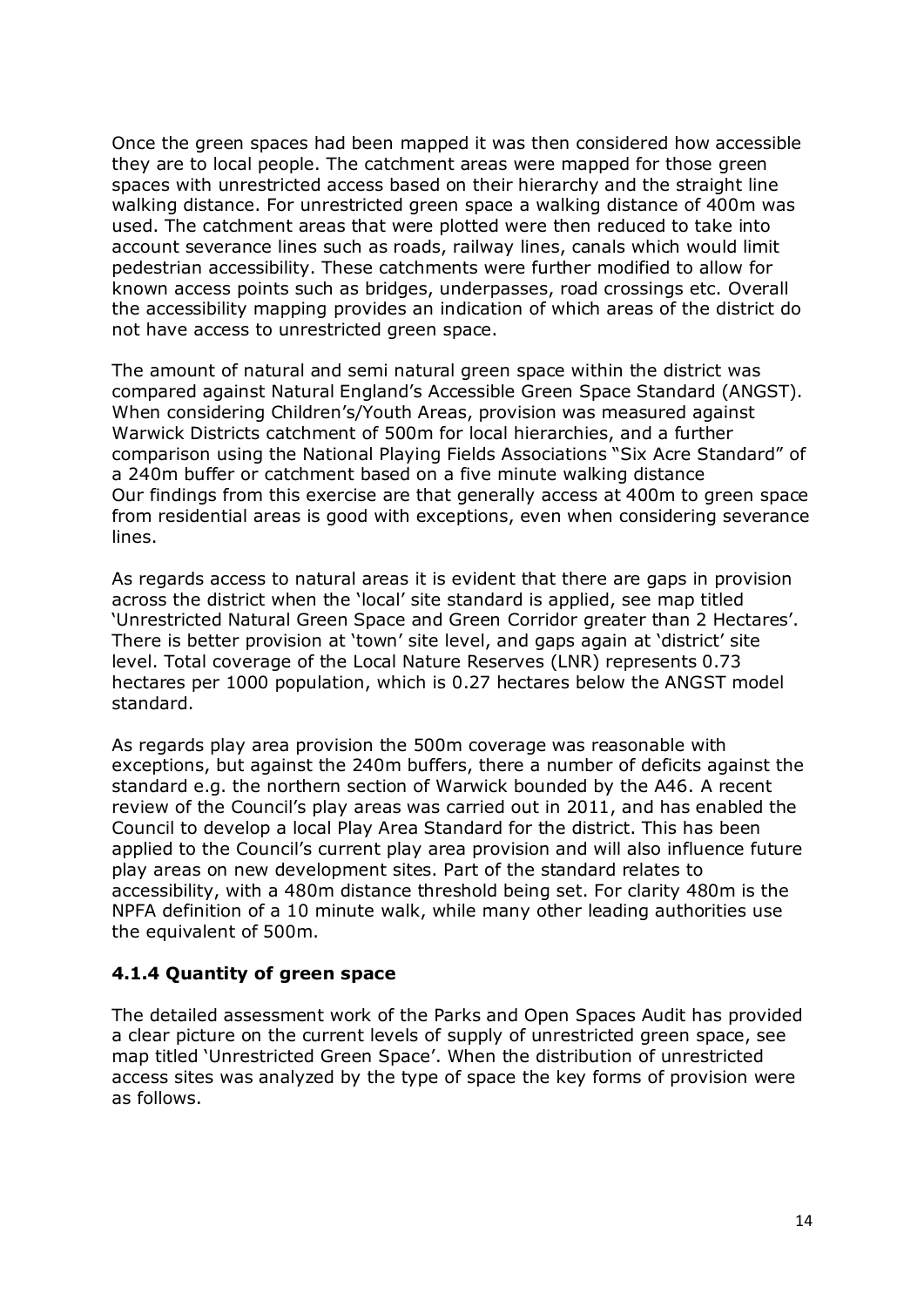Once the green spaces had been mapped it was then considered how accessible they are to local people. The catchment areas were mapped for those green spaces with unrestricted access based on their hierarchy and the straight line walking distance. For unrestricted green space a walking distance of 400m was used. The catchment areas that were plotted were then reduced to take into account severance lines such as roads, railway lines, canals which would limit pedestrian accessibility. These catchments were further modified to allow for known access points such as bridges, underpasses, road crossings etc. Overall the accessibility mapping provides an indication of which areas of the district do not have access to unrestricted green space.

The amount of natural and semi natural green space within the district was compared against Natural England's Accessible Green Space Standard (ANGST). When considering Children's/Youth Areas, provision was measured against Warwick Districts catchment of 500m for local hierarchies, and a further comparison using the National Playing Fields Associations "Six Acre Standard" of a 240m buffer or catchment based on a five minute walking distance
Our findings from this exercise are that generally access at 400m to green space from residential areas is good with exceptions, even when considering severance lines.

As regards access to natural areas it is evident that there are gaps in provision across the district when the 'local' site standard is applied, see map titled 'Unrestricted Natural Green Space and Green Corridor greater than 2 Hectares'. There is better provision at 'town' site level, and gaps again at 'district' site level. Total coverage of the Local Nature Reserves (LNR) represents 0.73 hectares per 1000 population, which is 0.27 hectares below the ANGST model standard.

As regards play area provision the 500m coverage was reasonable with exceptions, but against the 240m buffers, there a number of deficits against the standard e.g. the northern section of Warwick bounded by the A46. A recent review of the Council's play areas was carried out in 2011, and has enabled the Council to develop a local Play Area Standard for the district. This has been applied to the Council's current play area provision and will also influence future play areas on new development sites. Part of the standard relates to accessibility, with a 480m distance threshold being set. For clarity 480m is the NPFA definition of a 10 minute walk, while many other leading authorities use the equivalent of 500m.

### 4.1.4 Quantity of green space

The detailed assessment work of the Parks and Open Spaces Audit has provided a clear picture on the current levels of supply of unrestricted green space, see map titled 'Unrestricted Green Space'. When the distribution of unrestricted access sites was analyzed by the type of space the key forms of provision were as follows.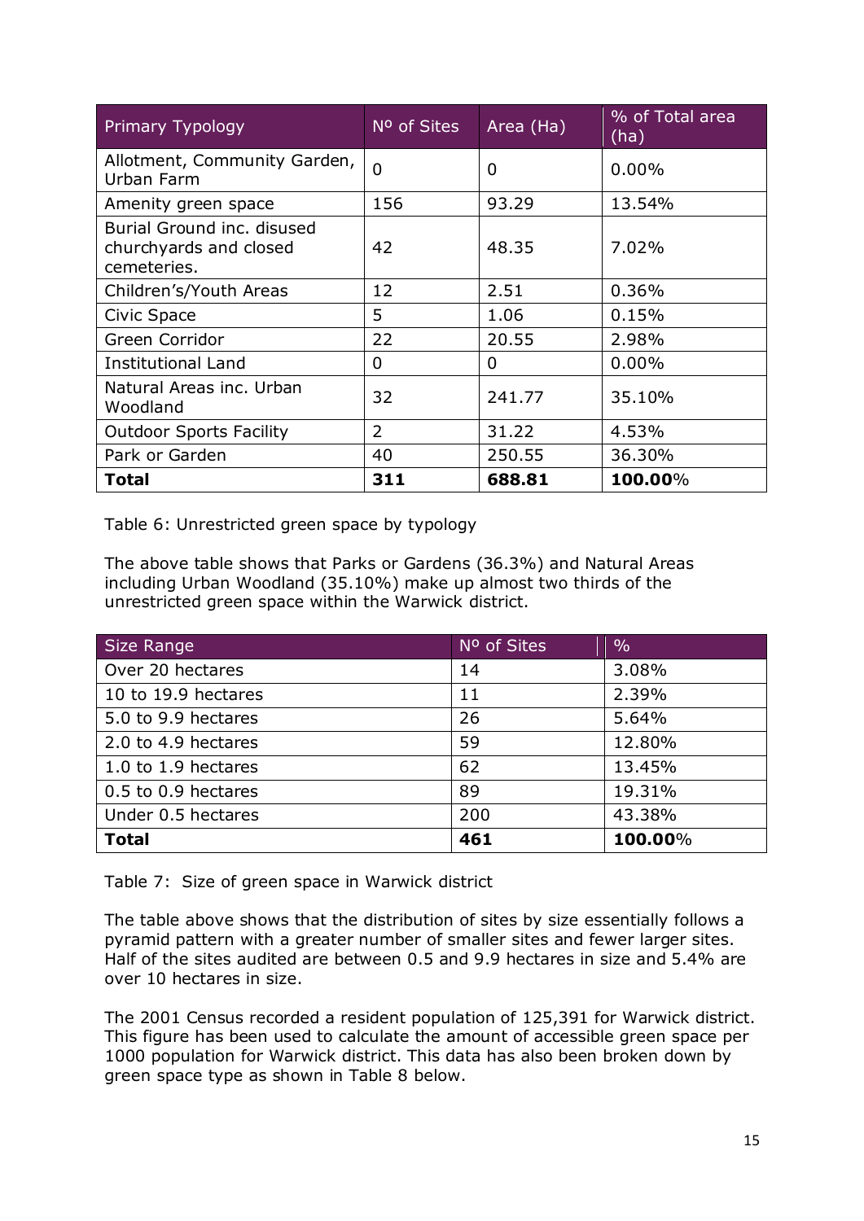| Primary Typology | Nº of Sites | Area (Ha) | % of Total area (ha) |
|---|---|---|---|
| Allotment, Community Garden, Urban Farm | 0 | 0 | 0.00% |
| Amenity green space | 156 | 93.29 | 13.54% |
| Burial Ground inc. disused churchyards and closed cemeteries. | 42 | 48.35 | 7.02% |
| Children's/Youth Areas | 12 | 2.51 | 0.36% |
| Civic Space | 5 | 1.06 | 0.15% |
| Green Corridor | 22 | 20.55 | 2.98% |
| Institutional Land | 0 | 0 | 0.00% |
| Natural Areas inc. Urban Woodland | 32 | 241.77 | 35.10% |
| Outdoor Sports Facility | 2 | 31.22 | 4.53% |
| Park or Garden | 40 | 250.55 | 36.30% |
| **Total** | **311** | **688.81** | **100.00**% |

Table 6: Unrestricted green space by typology

The above table shows that Parks or Gardens (36.3%) and Natural Areas including Urban Woodland (35.10%) make up almost two thirds of the unrestricted green space within the Warwick district.

| Size Range | Nº of Sites | % |
|---|---|---|
| Over 20 hectares | 14 | 3.08% |
| 10 to 19.9 hectares | 11 | 2.39% |
| 5.0 to 9.9 hectares | 26 | 5.64% |
| 2.0 to 4.9 hectares | 59 | 12.80% |
| 1.0 to 1.9 hectares | 62 | 13.45% |
| 0.5 to 0.9 hectares | 89 | 19.31% |
| Under 0.5 hectares | 200 | 43.38% |
| **Total** | **461** | **100.00**% |

Table 7: Size of green space in Warwick district

The table above shows that the distribution of sites by size essentially follows a pyramid pattern with a greater number of smaller sites and fewer larger sites. Half of the sites audited are between 0.5 and 9.9 hectares in size and 5.4% are over 10 hectares in size.

The 2001 Census recorded a resident population of 125,391 for Warwick district. This figure has been used to calculate the amount of accessible green space per 1000 population for Warwick district. This data has also been broken down by green space type as shown in Table 8 below.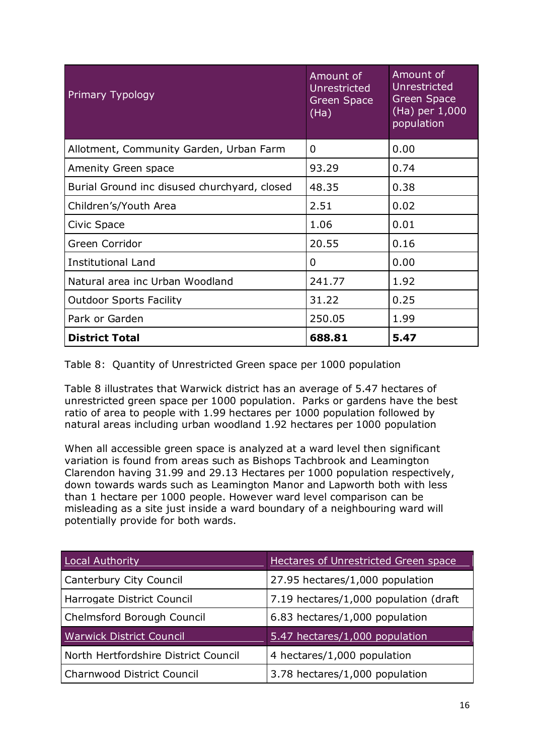| Primary Typology | Amount of Unrestricted Green Space (Ha) | Amount of Unrestricted Green Space (Ha) per 1,000 population |
|---|---|---|
| Allotment, Community Garden, Urban Farm | 0 | 0.00 |
| Amenity Green space | 93.29 | 0.74 |
| Burial Ground inc disused churchyard, closed | 48.35 | 0.38 |
| Children's/Youth Area | 2.51 | 0.02 |
| Civic Space | 1.06 | 0.01 |
| Green Corridor | 20.55 | 0.16 |
| Institutional Land | 0 | 0.00 |
| Natural area inc Urban Woodland | 241.77 | 1.92 |
| Outdoor Sports Facility | 31.22 | 0.25 |
| Park or Garden | 250.05 | 1.99 |
| **District Total** | **688.81** | **5.47** |

Table 8: Quantity of Unrestricted Green space per 1000 population

Table 8 illustrates that Warwick district has an average of 5.47 hectares of unrestricted green space per 1000 population. Parks or gardens have the best ratio of area to people with 1.99 hectares per 1000 population followed by natural areas including urban woodland 1.92 hectares per 1000 population

When all accessible green space is analyzed at a ward level then significant variation is found from areas such as Bishops Tachbrook and Leamington Clarendon having 31.99 and 29.13 Hectares per 1000 population respectively, down towards wards such as Leamington Manor and Lapworth both with less than 1 hectare per 1000 people. However ward level comparison can be misleading as a site just inside a ward boundary of a neighbouring ward will potentially provide for both wards.

| Local Authority | Hectares of Unrestricted Green space |
|---|---|
| Canterbury City Council | 27.95 hectares/1,000 population |
| Harrogate District Council | 7.19 hectares/1,000 population (draft |
| Chelmsford Borough Council | 6.83 hectares/1,000 population |
| Warwick District Council | 5.47 hectares/1,000 population |
| North Hertfordshire District Council | 4 hectares/1,000 population |
| Charnwood District Council | 3.78 hectares/1,000 population |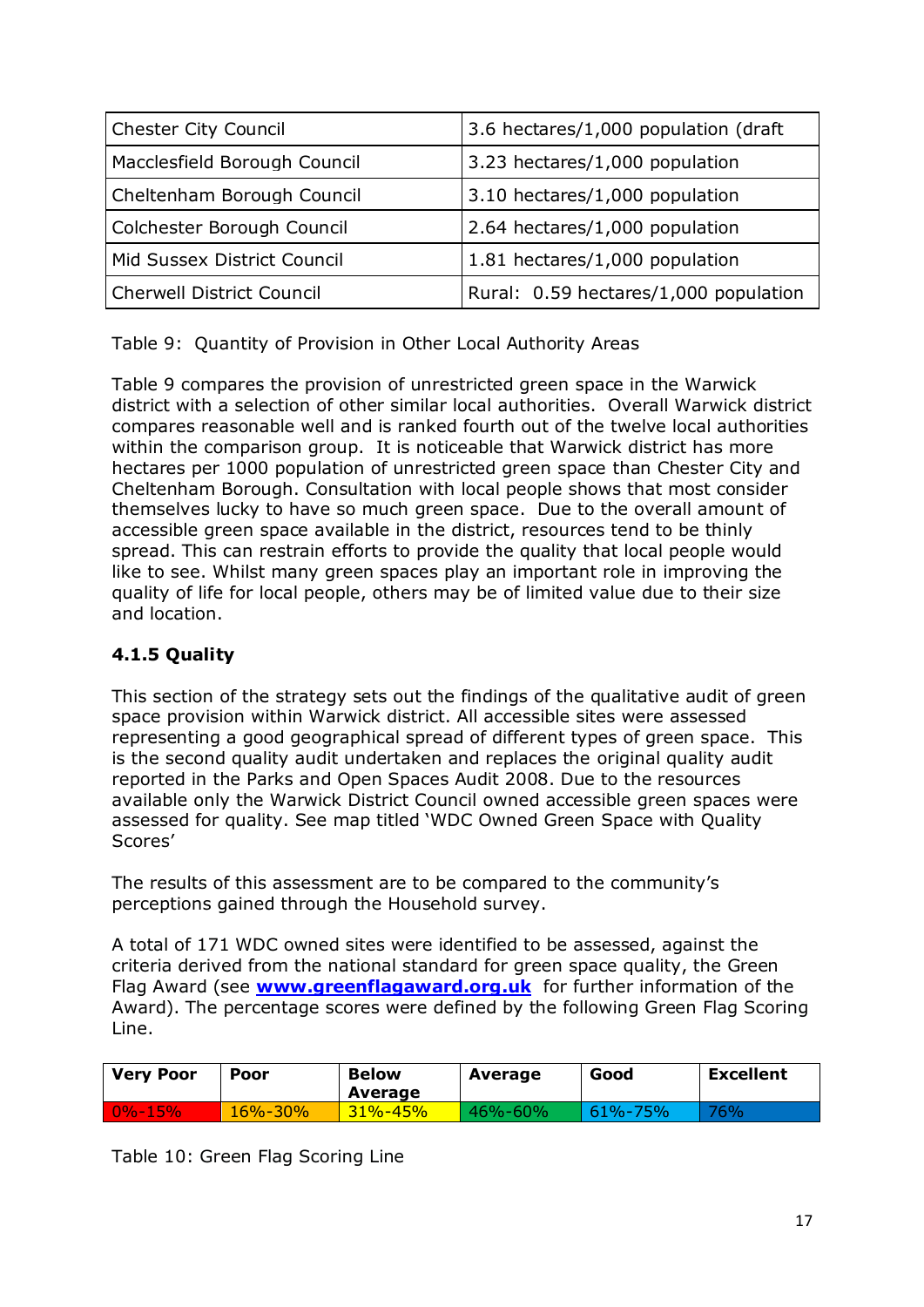| Chester City Council | 3.6 hectares/1,000 population (draft |
|---|---|
| Macclesfield Borough Council | 3.23 hectares/1,000 population |
| Cheltenham Borough Council | 3.10 hectares/1,000 population |
| Colchester Borough Council | 2.64 hectares/1,000 population |
| Mid Sussex District Council | 1.81 hectares/1,000 population |
| Cherwell District Council | Rural: 0.59 hectares/1,000 population |

Table 9: Quantity of Provision in Other Local Authority Areas

Table 9 compares the provision of unrestricted green space in the Warwick district with a selection of other similar local authorities. Overall Warwick district compares reasonable well and is ranked fourth out of the twelve local authorities within the comparison group. It is noticeable that Warwick district has more hectares per 1000 population of unrestricted green space than Chester City and Cheltenham Borough. Consultation with local people shows that most consider themselves lucky to have so much green space. Due to the overall amount of accessible green space available in the district, resources tend to be thinly spread. This can restrain efforts to provide the quality that local people would like to see. Whilst many green spaces play an important role in improving the quality of life for local people, others may be of limited value due to their size and location.

#### 4.1.5 Quality

This section of the strategy sets out the findings of the qualitative audit of green space provision within Warwick district. All accessible sites were assessed representing a good geographical spread of different types of green space. This is the second quality audit undertaken and replaces the original quality audit reported in the Parks and Open Spaces Audit 2008. Due to the resources available only the Warwick District Council owned accessible green spaces were assessed for quality. See map titled 'WDC Owned Green Space with Quality Scores'

The results of this assessment are to be compared to the community's perceptions gained through the Household survey.

A total of 171 WDC owned sites were identified to be assessed, against the criteria derived from the national standard for green space quality, the Green Flag Award (see **www.greenflagaward.org.uk** for further information of the Award). The percentage scores were defined by the following Green Flag Scoring Line.

| Very Poor | Poor | Below Average | Average | Good | Excellent |
|---|---|---|---|---|---|
| 0%-15% | 16%-30% | 31%-45% | 46%-60% | 61%-75% | 76% |

Table 10: Green Flag Scoring Line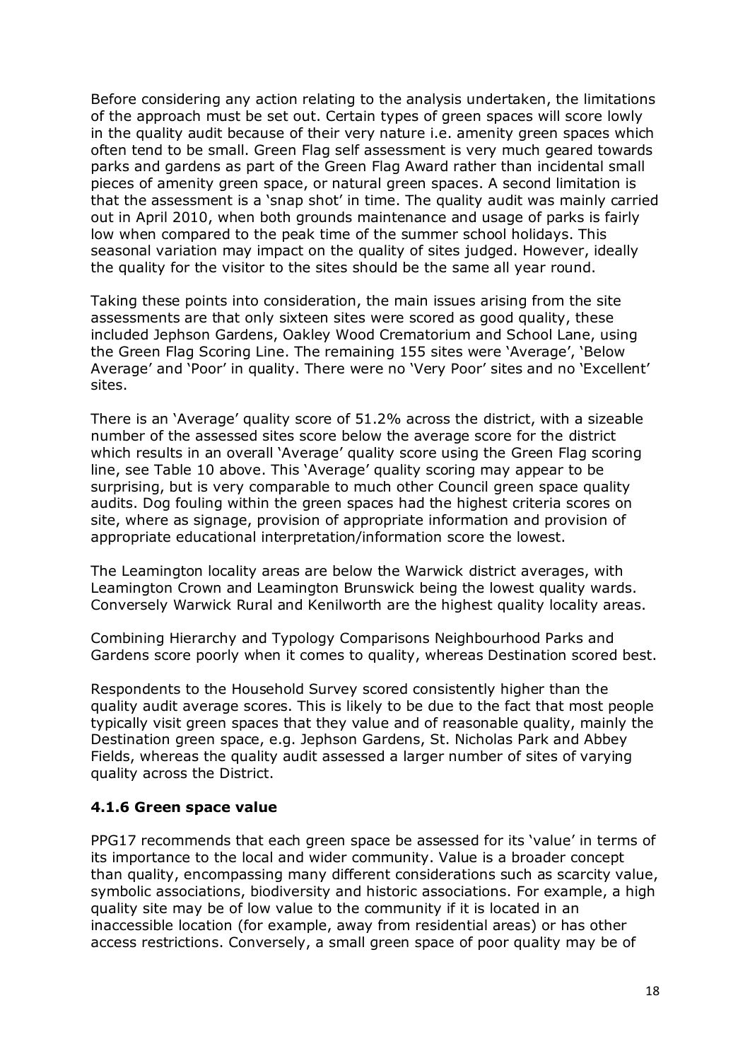Before considering any action relating to the analysis undertaken, the limitations of the approach must be set out. Certain types of green spaces will score lowly in the quality audit because of their very nature i.e. amenity green spaces which often tend to be small. Green Flag self assessment is very much geared towards parks and gardens as part of the Green Flag Award rather than incidental small pieces of amenity green space, or natural green spaces. A second limitation is that the assessment is a 'snap shot' in time. The quality audit was mainly carried out in April 2010, when both grounds maintenance and usage of parks is fairly low when compared to the peak time of the summer school holidays. This seasonal variation may impact on the quality of sites judged. However, ideally the quality for the visitor to the sites should be the same all year round.

Taking these points into consideration, the main issues arising from the site assessments are that only sixteen sites were scored as good quality, these included Jephson Gardens, Oakley Wood Crematorium and School Lane, using the Green Flag Scoring Line. The remaining 155 sites were 'Average', 'Below Average' and 'Poor' in quality. There were no 'Very Poor' sites and no 'Excellent' sites.

There is an 'Average' quality score of 51.2% across the district, with a sizeable number of the assessed sites score below the average score for the district which results in an overall 'Average' quality score using the Green Flag scoring line, see Table 10 above. This 'Average' quality scoring may appear to be surprising, but is very comparable to much other Council green space quality audits. Dog fouling within the green spaces had the highest criteria scores on site, where as signage, provision of appropriate information and provision of appropriate educational interpretation/information score the lowest.

The Leamington locality areas are below the Warwick district averages, with Leamington Crown and Leamington Brunswick being the lowest quality wards. Conversely Warwick Rural and Kenilworth are the highest quality locality areas.

Combining Hierarchy and Typology Comparisons Neighbourhood Parks and Gardens score poorly when it comes to quality, whereas Destination scored best.

Respondents to the Household Survey scored consistently higher than the quality audit average scores. This is likely to be due to the fact that most people typically visit green spaces that they value and of reasonable quality, mainly the Destination green space, e.g. Jephson Gardens, St. Nicholas Park and Abbey Fields, whereas the quality audit assessed a larger number of sites of varying quality across the District.

#### 4.1.6 Green space value

PPG17 recommends that each green space be assessed for its 'value' in terms of its importance to the local and wider community. Value is a broader concept than quality, encompassing many different considerations such as scarcity value, symbolic associations, biodiversity and historic associations. For example, a high quality site may be of low value to the community if it is located in an inaccessible location (for example, away from residential areas) or has other access restrictions. Conversely, a small green space of poor quality may be of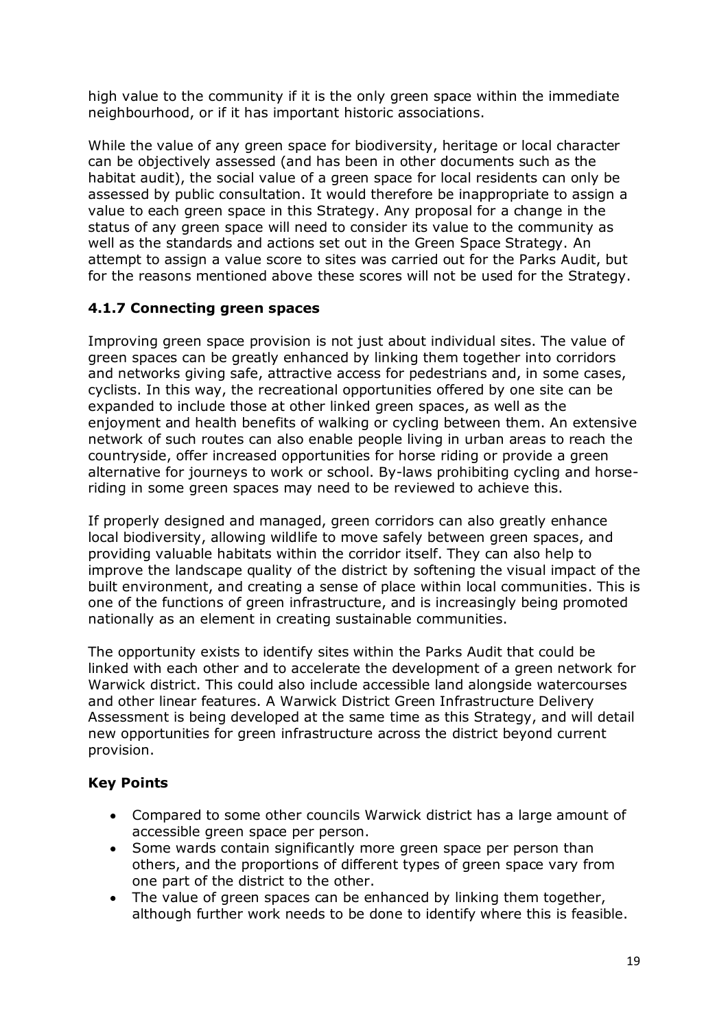high value to the community if it is the only green space within the immediate neighbourhood, or if it has important historic associations.

While the value of any green space for biodiversity, heritage or local character can be objectively assessed (and has been in other documents such as the habitat audit), the social value of a green space for local residents can only be assessed by public consultation. It would therefore be inappropriate to assign a value to each green space in this Strategy. Any proposal for a change in the status of any green space will need to consider its value to the community as well as the standards and actions set out in the Green Space Strategy. An attempt to assign a value score to sites was carried out for the Parks Audit, but for the reasons mentioned above these scores will not be used for the Strategy.

### 4.1.7 Connecting green spaces

Improving green space provision is not just about individual sites. The value of green spaces can be greatly enhanced by linking them together into corridors and networks giving safe, attractive access for pedestrians and, in some cases, cyclists. In this way, the recreational opportunities offered by one site can be expanded to include those at other linked green spaces, as well as the enjoyment and health benefits of walking or cycling between them. An extensive network of such routes can also enable people living in urban areas to reach the countryside, offer increased opportunities for horse riding or provide a green alternative for journeys to work or school. By-laws prohibiting cycling and horse-riding in some green spaces may need to be reviewed to achieve this.

If properly designed and managed, green corridors can also greatly enhance local biodiversity, allowing wildlife to move safely between green spaces, and providing valuable habitats within the corridor itself. They can also help to improve the landscape quality of the district by softening the visual impact of the built environment, and creating a sense of place within local communities. This is one of the functions of green infrastructure, and is increasingly being promoted nationally as an element in creating sustainable communities.

The opportunity exists to identify sites within the Parks Audit that could be linked with each other and to accelerate the development of a green network for Warwick district. This could also include accessible land alongside watercourses and other linear features. A Warwick District Green Infrastructure Delivery Assessment is being developed at the same time as this Strategy, and will detail new opportunities for green infrastructure across the district beyond current provision.

**Key Points**

- Compared to some other councils Warwick district has a large amount of accessible green space per person.
- Some wards contain significantly more green space per person than others, and the proportions of different types of green space vary from one part of the district to the other.
- The value of green spaces can be enhanced by linking them together, although further work needs to be done to identify where this is feasible.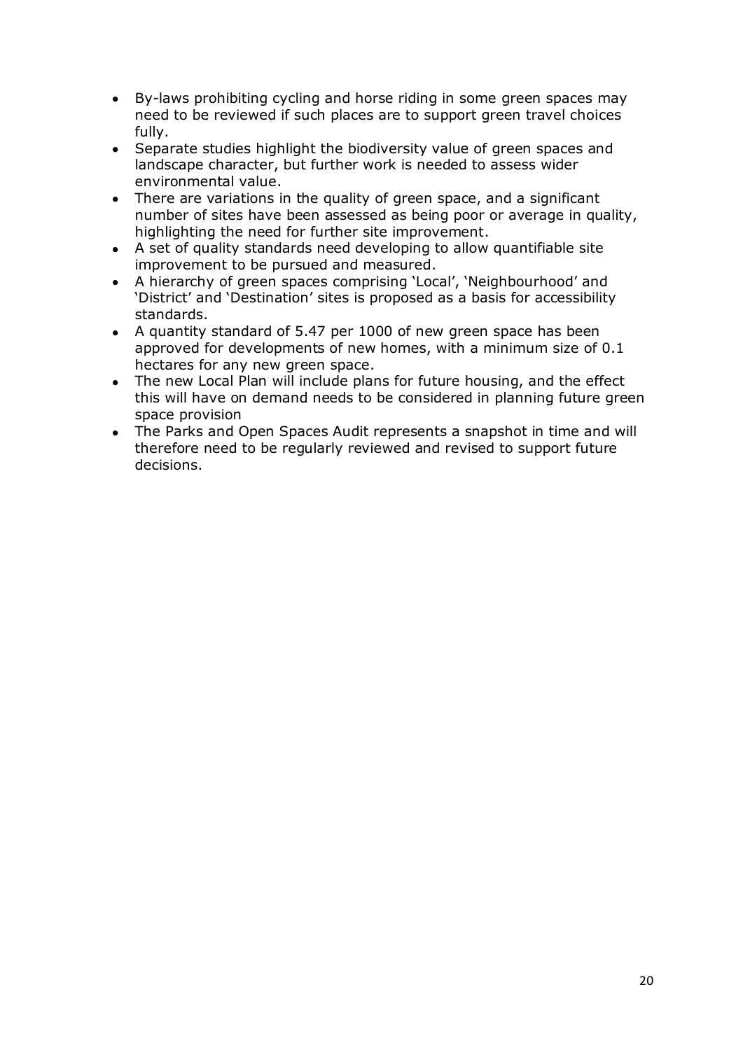- By-laws prohibiting cycling and horse riding in some green spaces may need to be reviewed if such places are to support green travel choices fully.
- Separate studies highlight the biodiversity value of green spaces and landscape character, but further work is needed to assess wider environmental value.
- There are variations in the quality of green space, and a significant number of sites have been assessed as being poor or average in quality, highlighting the need for further site improvement.
- A set of quality standards need developing to allow quantifiable site improvement to be pursued and measured.
- A hierarchy of green spaces comprising 'Local', 'Neighbourhood' and 'District' and 'Destination' sites is proposed as a basis for accessibility standards.
- A quantity standard of 5.47 per 1000 of new green space has been approved for developments of new homes, with a minimum size of 0.1 hectares for any new green space.
- The new Local Plan will include plans for future housing, and the effect this will have on demand needs to be considered in planning future green space provision
- The Parks and Open Spaces Audit represents a snapshot in time and will therefore need to be regularly reviewed and revised to support future decisions.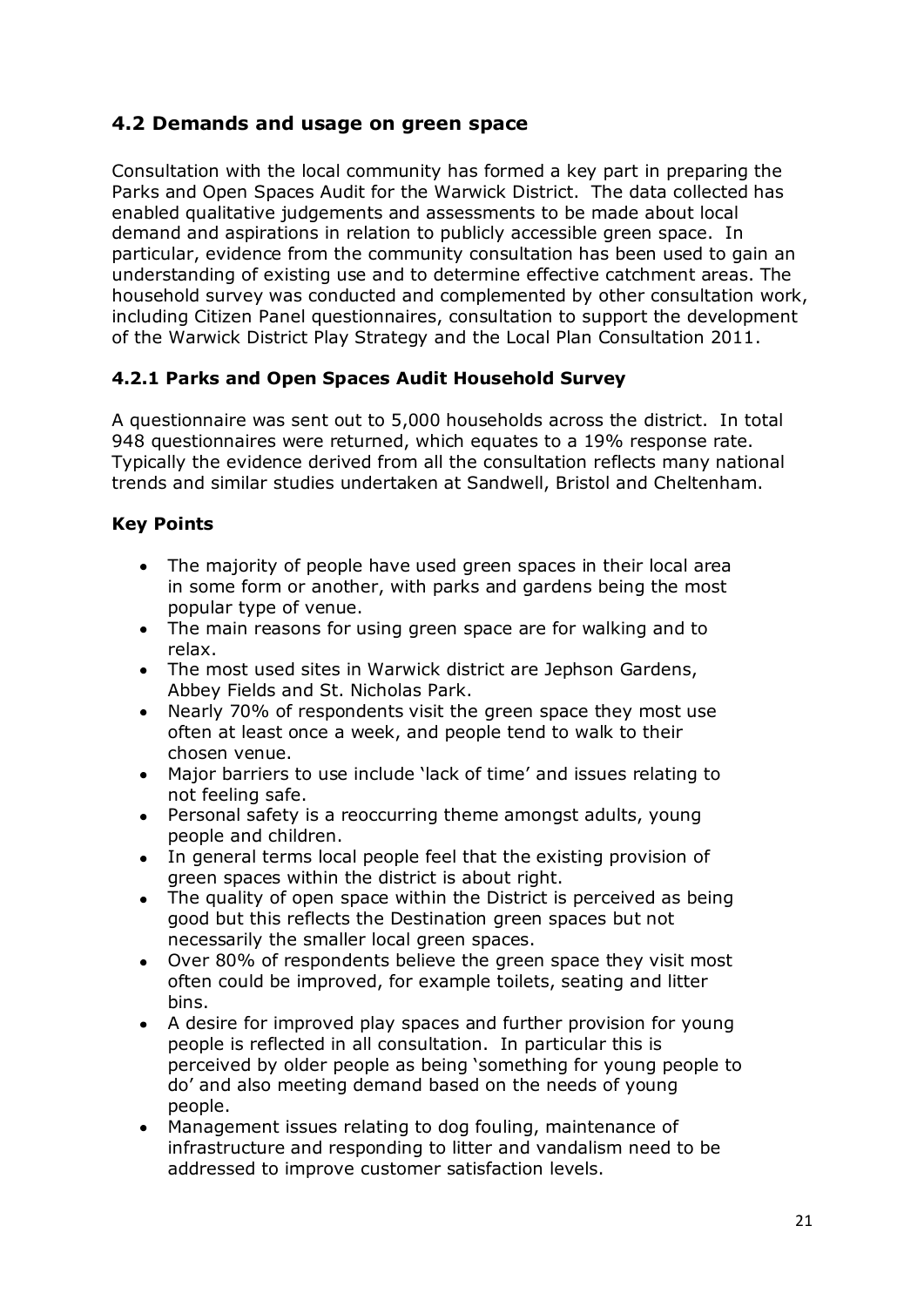## 4.2 Demands and usage on green space

Consultation with the local community has formed a key part in preparing the Parks and Open Spaces Audit for the Warwick District. The data collected has enabled qualitative judgements and assessments to be made about local demand and aspirations in relation to publicly accessible green space. In particular, evidence from the community consultation has been used to gain an understanding of existing use and to determine effective catchment areas. The household survey was conducted and complemented by other consultation work, including Citizen Panel questionnaires, consultation to support the development of the Warwick District Play Strategy and the Local Plan Consultation 2011.

### 4.2.1 Parks and Open Spaces Audit Household Survey

A questionnaire was sent out to 5,000 households across the district. In total 948 questionnaires were returned, which equates to a 19% response rate. Typically the evidence derived from all the consultation reflects many national trends and similar studies undertaken at Sandwell, Bristol and Cheltenham.

**Key Points**

- The majority of people have used green spaces in their local area in some form or another, with parks and gardens being the most popular type of venue.
- The main reasons for using green space are for walking and to relax.
- The most used sites in Warwick district are Jephson Gardens, Abbey Fields and St. Nicholas Park.
- Nearly 70% of respondents visit the green space they most use often at least once a week, and people tend to walk to their chosen venue.
- Major barriers to use include 'lack of time' and issues relating to not feeling safe.
- Personal safety is a reoccurring theme amongst adults, young people and children.
- In general terms local people feel that the existing provision of green spaces within the district is about right.
- The quality of open space within the District is perceived as being good but this reflects the Destination green spaces but not necessarily the smaller local green spaces.
- Over 80% of respondents believe the green space they visit most often could be improved, for example toilets, seating and litter bins.
- A desire for improved play spaces and further provision for young people is reflected in all consultation. In particular this is perceived by older people as being 'something for young people to do' and also meeting demand based on the needs of young people.
- Management issues relating to dog fouling, maintenance of infrastructure and responding to litter and vandalism need to be addressed to improve customer satisfaction levels.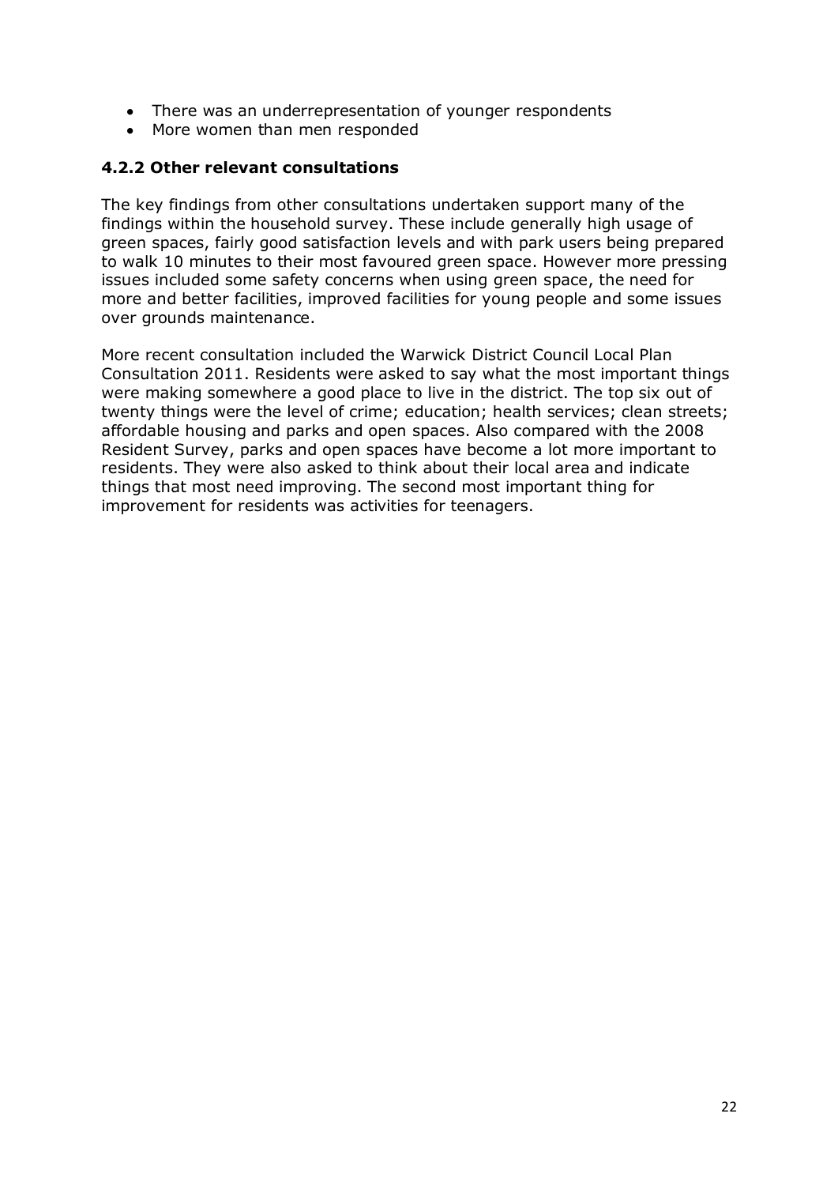- There was an underrepresentation of younger respondents
- More women than men responded

### 4.2.2 Other relevant consultations

The key findings from other consultations undertaken support many of the findings within the household survey. These include generally high usage of green spaces, fairly good satisfaction levels and with park users being prepared to walk 10 minutes to their most favoured green space. However more pressing issues included some safety concerns when using green space, the need for more and better facilities, improved facilities for young people and some issues over grounds maintenance.

More recent consultation included the Warwick District Council Local Plan Consultation 2011. Residents were asked to say what the most important things were making somewhere a good place to live in the district. The top six out of twenty things were the level of crime; education; health services; clean streets; affordable housing and parks and open spaces. Also compared with the 2008 Resident Survey, parks and open spaces have become a lot more important to residents. They were also asked to think about their local area and indicate things that most need improving. The second most important thing for improvement for residents was activities for teenagers.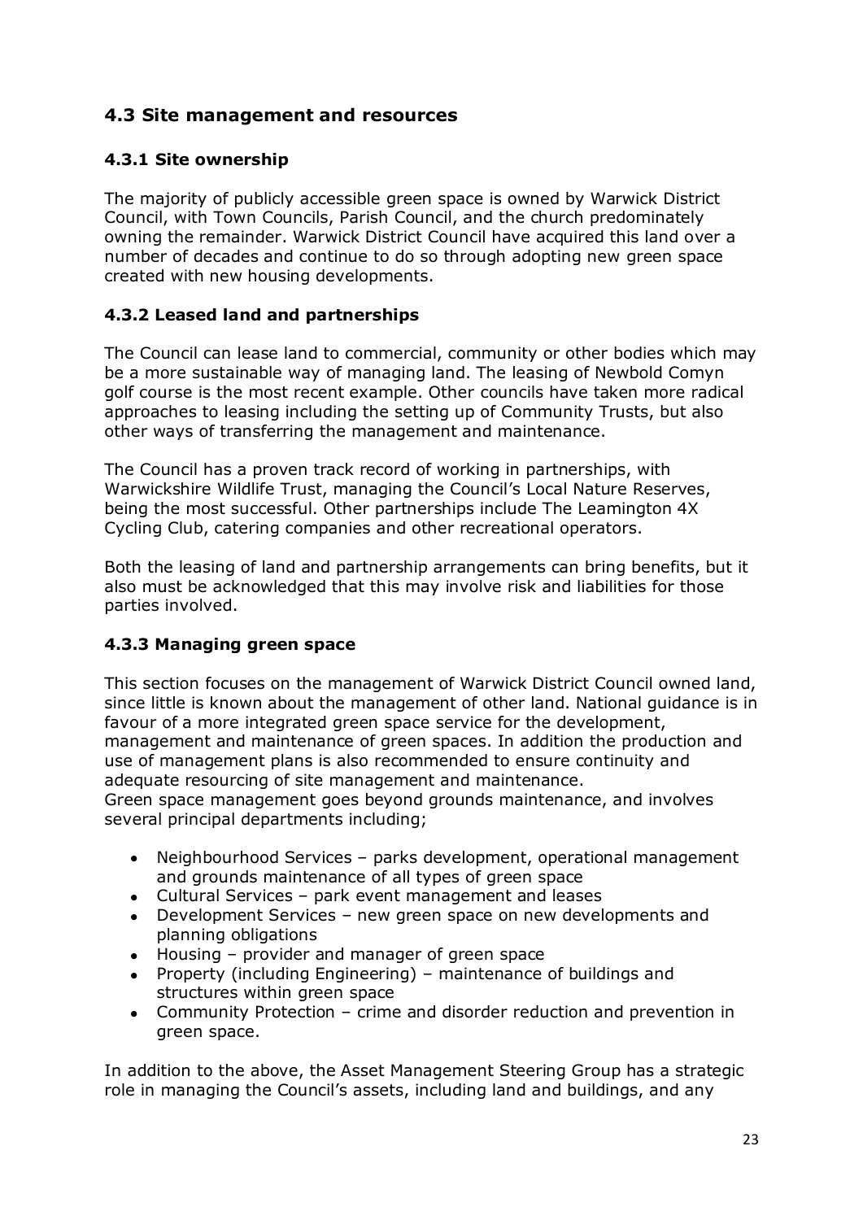## 4.3 Site management and resources

### 4.3.1 Site ownership

The majority of publicly accessible green space is owned by Warwick District Council, with Town Councils, Parish Council, and the church predominately owning the remainder. Warwick District Council have acquired this land over a number of decades and continue to do so through adopting new green space created with new housing developments.

### 4.3.2 Leased land and partnerships

The Council can lease land to commercial, community or other bodies which may be a more sustainable way of managing land. The leasing of Newbold Comyn golf course is the most recent example. Other councils have taken more radical approaches to leasing including the setting up of Community Trusts, but also other ways of transferring the management and maintenance.

The Council has a proven track record of working in partnerships, with Warwickshire Wildlife Trust, managing the Council's Local Nature Reserves, being the most successful. Other partnerships include The Leamington 4X Cycling Club, catering companies and other recreational operators.

Both the leasing of land and partnership arrangements can bring benefits, but it also must be acknowledged that this may involve risk and liabilities for those parties involved.

### 4.3.3 Managing green space

This section focuses on the management of Warwick District Council owned land, since little is known about the management of other land. National guidance is in favour of a more integrated green space service for the development, management and maintenance of green spaces. In addition the production and use of management plans is also recommended to ensure continuity and adequate resourcing of site management and maintenance.
Green space management goes beyond grounds maintenance, and involves several principal departments including;

- Neighbourhood Services – parks development, operational management and grounds maintenance of all types of green space
- Cultural Services – park event management and leases
- Development Services – new green space on new developments and planning obligations
- Housing – provider and manager of green space
- Property (including Engineering) – maintenance of buildings and structures within green space
- Community Protection – crime and disorder reduction and prevention in green space.

In addition to the above, the Asset Management Steering Group has a strategic role in managing the Council's assets, including land and buildings, and any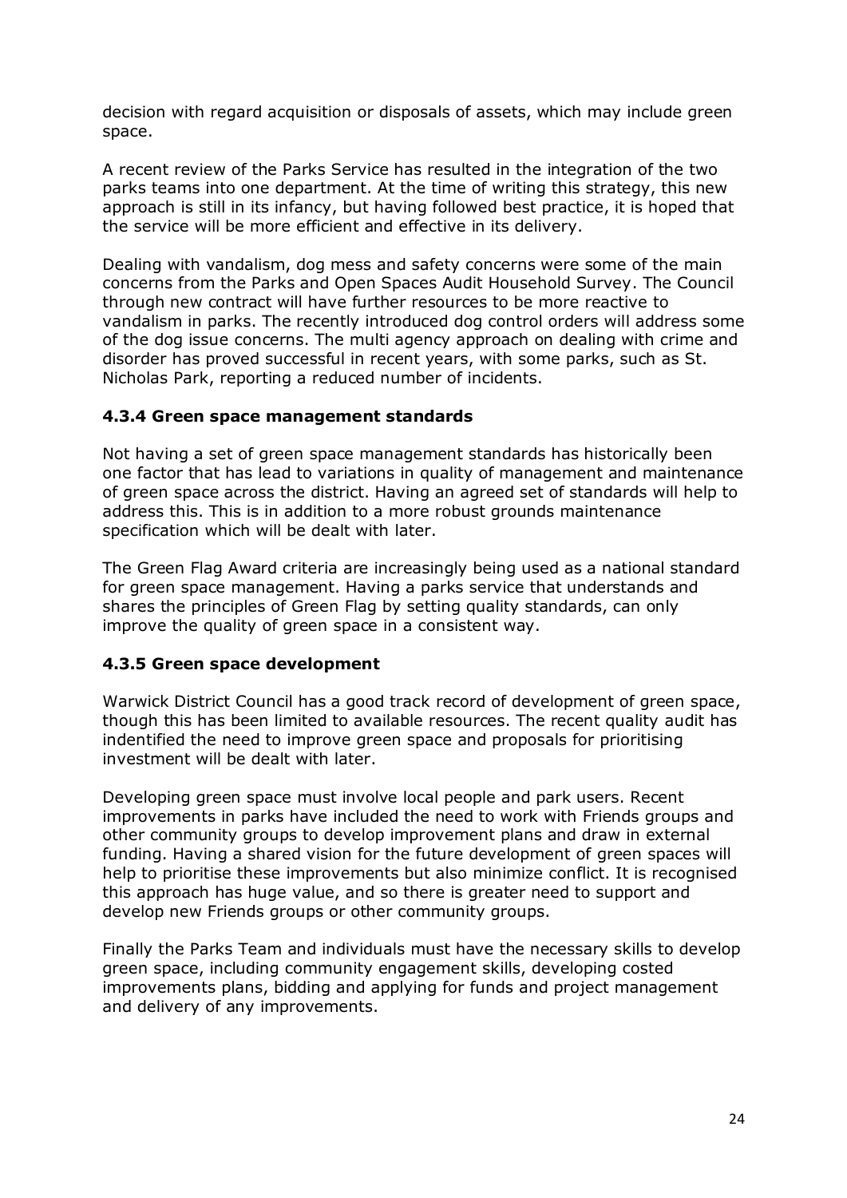decision with regard acquisition or disposals of assets, which may include green space.

A recent review of the Parks Service has resulted in the integration of the two parks teams into one department. At the time of writing this strategy, this new approach is still in its infancy, but having followed best practice, it is hoped that the service will be more efficient and effective in its delivery.

Dealing with vandalism, dog mess and safety concerns were some of the main concerns from the Parks and Open Spaces Audit Household Survey. The Council through new contract will have further resources to be more reactive to vandalism in parks. The recently introduced dog control orders will address some of the dog issue concerns. The multi agency approach on dealing with crime and disorder has proved successful in recent years, with some parks, such as St. Nicholas Park, reporting a reduced number of incidents.

### 4.3.4 Green space management standards

Not having a set of green space management standards has historically been one factor that has lead to variations in quality of management and maintenance of green space across the district. Having an agreed set of standards will help to address this. This is in addition to a more robust grounds maintenance specification which will be dealt with later.

The Green Flag Award criteria are increasingly being used as a national standard for green space management. Having a parks service that understands and shares the principles of Green Flag by setting quality standards, can only improve the quality of green space in a consistent way.

### 4.3.5 Green space development

Warwick District Council has a good track record of development of green space, though this has been limited to available resources. The recent quality audit has indentified the need to improve green space and proposals for prioritising investment will be dealt with later.

Developing green space must involve local people and park users. Recent improvements in parks have included the need to work with Friends groups and other community groups to develop improvement plans and draw in external funding. Having a shared vision for the future development of green spaces will help to prioritise these improvements but also minimize conflict. It is recognised this approach has huge value, and so there is greater need to support and develop new Friends groups or other community groups.

Finally the Parks Team and individuals must have the necessary skills to develop green space, including community engagement skills, developing costed improvements plans, bidding and applying for funds and project management and delivery of any improvements.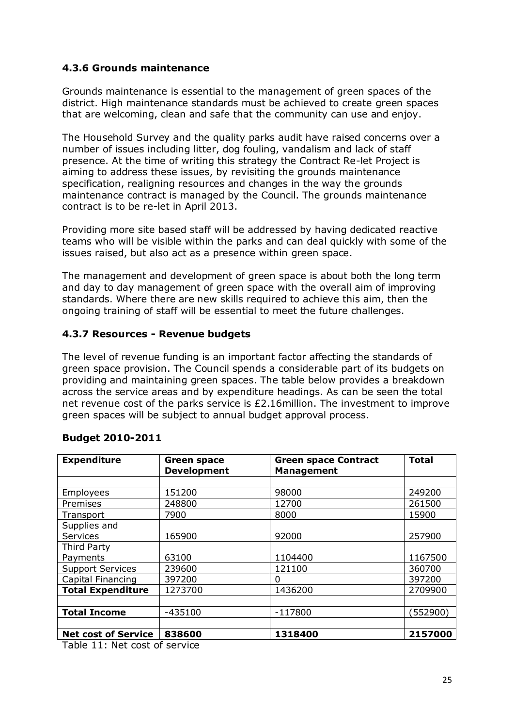### 4.3.6 Grounds maintenance

Grounds maintenance is essential to the management of green spaces of the district. High maintenance standards must be achieved to create green spaces that are welcoming, clean and safe that the community can use and enjoy.

The Household Survey and the quality parks audit have raised concerns over a number of issues including litter, dog fouling, vandalism and lack of staff presence. At the time of writing this strategy the Contract Re-let Project is aiming to address these issues, by revisiting the grounds maintenance specification, realigning resources and changes in the way the grounds maintenance contract is managed by the Council. The grounds maintenance contract is to be re-let in April 2013.

Providing more site based staff will be addressed by having dedicated reactive teams who will be visible within the parks and can deal quickly with some of the issues raised, but also act as a presence within green space.

The management and development of green space is about both the long term and day to day management of green space with the overall aim of improving standards. Where there are new skills required to achieve this aim, then the ongoing training of staff will be essential to meet the future challenges.

### 4.3.7 Resources - Revenue budgets

The level of revenue funding is an important factor affecting the standards of green space provision. The Council spends a considerable part of its budgets on providing and maintaining green spaces. The table below provides a breakdown across the service areas and by expenditure headings. As can be seen the total net revenue cost of the parks service is £2.16million. The investment to improve green spaces will be subject to annual budget approval process.

**Budget 2010-2011**

| **Expenditure** | **Green space Development** | **Green space Contract Management** | **Total** |
|---|---|---|---|
| | | | |
| Employees | 151200 | 98000 | 249200 |
| Premises | 248800 | 12700 | 261500 |
| Transport | 7900 | 8000 | 15900 |
| Supplies and Services | 165900 | 92000 | 257900 |
| Third Party Payments | 63100 | 1104400 | 1167500 |
| Support Services | 239600 | 121100 | 360700 |
| Capital Financing | 397200 | 0 | 397200 |
| **Total Expenditure** | 1273700 | 1436200 | 2709900 |
| | | | |
| **Total Income** | -435100 | -117800 | (552900) |
| | | | |
| **Net cost of Service** | **838600** | **1318400** | **2157000** |

Table 11: Net cost of service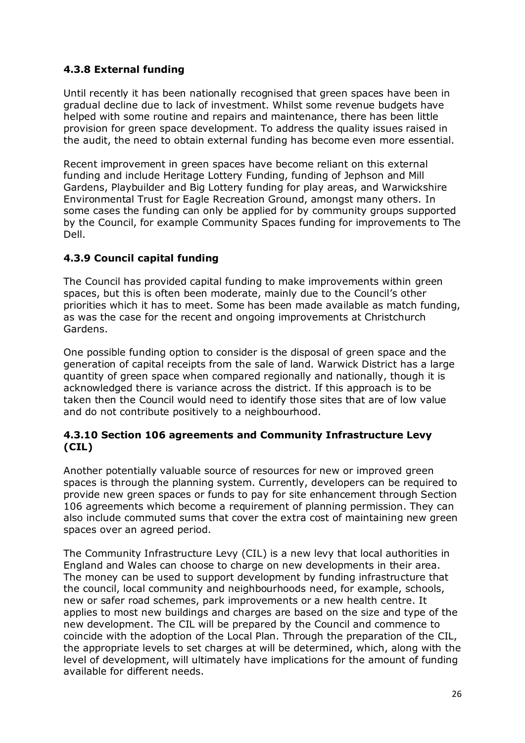### 4.3.8 External funding

Until recently it has been nationally recognised that green spaces have been in gradual decline due to lack of investment. Whilst some revenue budgets have helped with some routine and repairs and maintenance, there has been little provision for green space development. To address the quality issues raised in the audit, the need to obtain external funding has become even more essential.

Recent improvement in green spaces have become reliant on this external funding and include Heritage Lottery Funding, funding of Jephson and Mill Gardens, Playbuilder and Big Lottery funding for play areas, and Warwickshire Environmental Trust for Eagle Recreation Ground, amongst many others. In some cases the funding can only be applied for by community groups supported by the Council, for example Community Spaces funding for improvements to The Dell.

### 4.3.9 Council capital funding

The Council has provided capital funding to make improvements within green spaces, but this is often been moderate, mainly due to the Council's other priorities which it has to meet. Some has been made available as match funding, as was the case for the recent and ongoing improvements at Christchurch Gardens.

One possible funding option to consider is the disposal of green space and the generation of capital receipts from the sale of land. Warwick District has a large quantity of green space when compared regionally and nationally, though it is acknowledged there is variance across the district. If this approach is to be taken then the Council would need to identify those sites that are of low value and do not contribute positively to a neighbourhood.

### 4.3.10 Section 106 agreements and Community Infrastructure Levy (CIL)

Another potentially valuable source of resources for new or improved green spaces is through the planning system. Currently, developers can be required to provide new green spaces or funds to pay for site enhancement through Section 106 agreements which become a requirement of planning permission. They can also include commuted sums that cover the extra cost of maintaining new green spaces over an agreed period.

The Community Infrastructure Levy (CIL) is a new levy that local authorities in England and Wales can choose to charge on new developments in their area. The money can be used to support development by funding infrastructure that the council, local community and neighbourhoods need, for example, schools, new or safer road schemes, park improvements or a new health centre. It applies to most new buildings and charges are based on the size and type of the new development. The CIL will be prepared by the Council and commence to coincide with the adoption of the Local Plan. Through the preparation of the CIL, the appropriate levels to set charges at will be determined, which, along with the level of development, will ultimately have implications for the amount of funding available for different needs.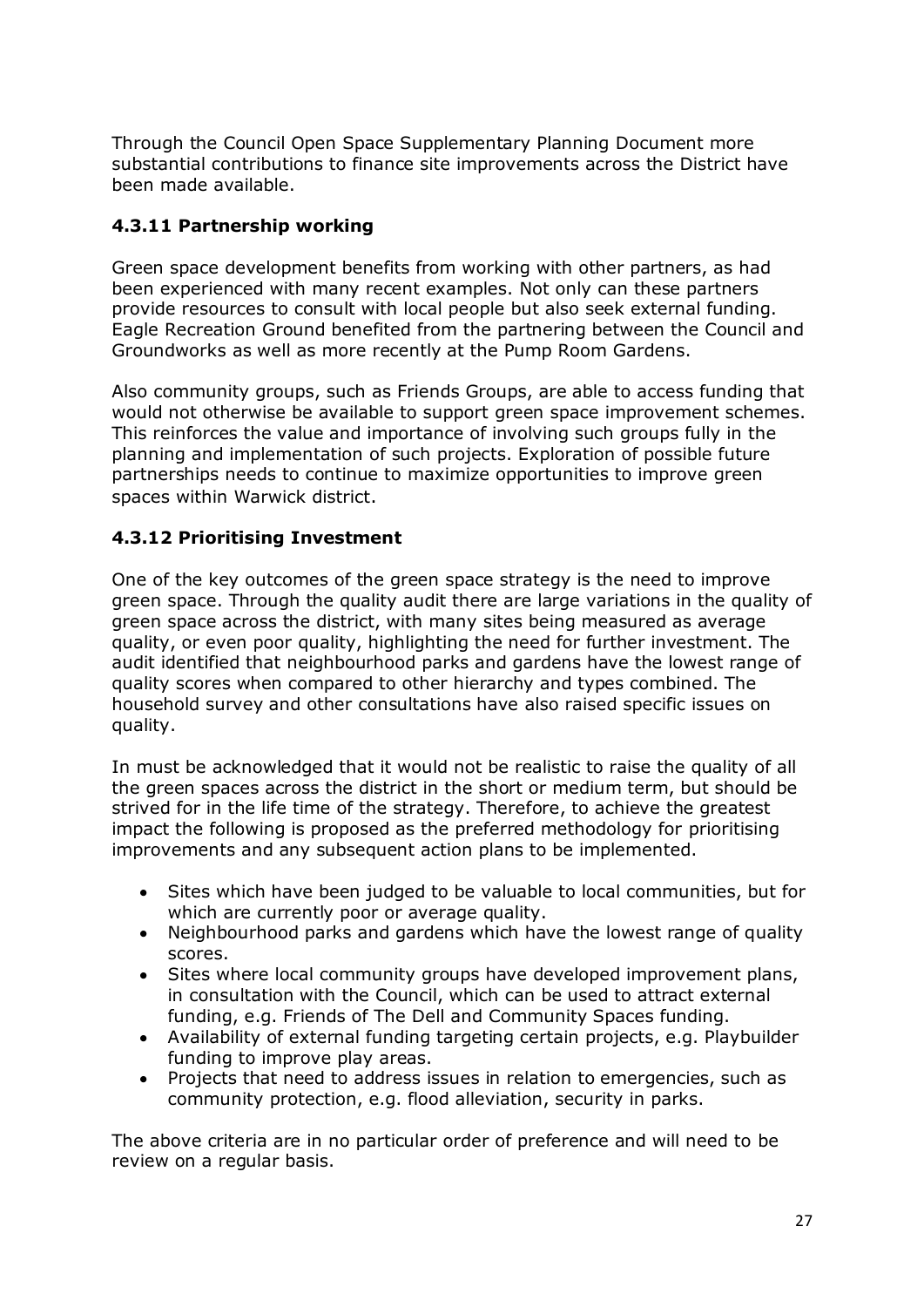Through the Council Open Space Supplementary Planning Document more substantial contributions to finance site improvements across the District have been made available.

### 4.3.11 Partnership working

Green space development benefits from working with other partners, as had been experienced with many recent examples. Not only can these partners provide resources to consult with local people but also seek external funding. Eagle Recreation Ground benefited from the partnering between the Council and Groundworks as well as more recently at the Pump Room Gardens.

Also community groups, such as Friends Groups, are able to access funding that would not otherwise be available to support green space improvement schemes. This reinforces the value and importance of involving such groups fully in the planning and implementation of such projects. Exploration of possible future partnerships needs to continue to maximize opportunities to improve green spaces within Warwick district.

### 4.3.12 Prioritising Investment

One of the key outcomes of the green space strategy is the need to improve green space. Through the quality audit there are large variations in the quality of green space across the district, with many sites being measured as average quality, or even poor quality, highlighting the need for further investment. The audit identified that neighbourhood parks and gardens have the lowest range of quality scores when compared to other hierarchy and types combined. The household survey and other consultations have also raised specific issues on quality.

In must be acknowledged that it would not be realistic to raise the quality of all the green spaces across the district in the short or medium term, but should be strived for in the life time of the strategy. Therefore, to achieve the greatest impact the following is proposed as the preferred methodology for prioritising improvements and any subsequent action plans to be implemented.

- Sites which have been judged to be valuable to local communities, but for which are currently poor or average quality.
- Neighbourhood parks and gardens which have the lowest range of quality scores.
- Sites where local community groups have developed improvement plans, in consultation with the Council, which can be used to attract external funding, e.g. Friends of The Dell and Community Spaces funding.
- Availability of external funding targeting certain projects, e.g. Playbuilder funding to improve play areas.
- Projects that need to address issues in relation to emergencies, such as community protection, e.g. flood alleviation, security in parks.

The above criteria are in no particular order of preference and will need to be review on a regular basis.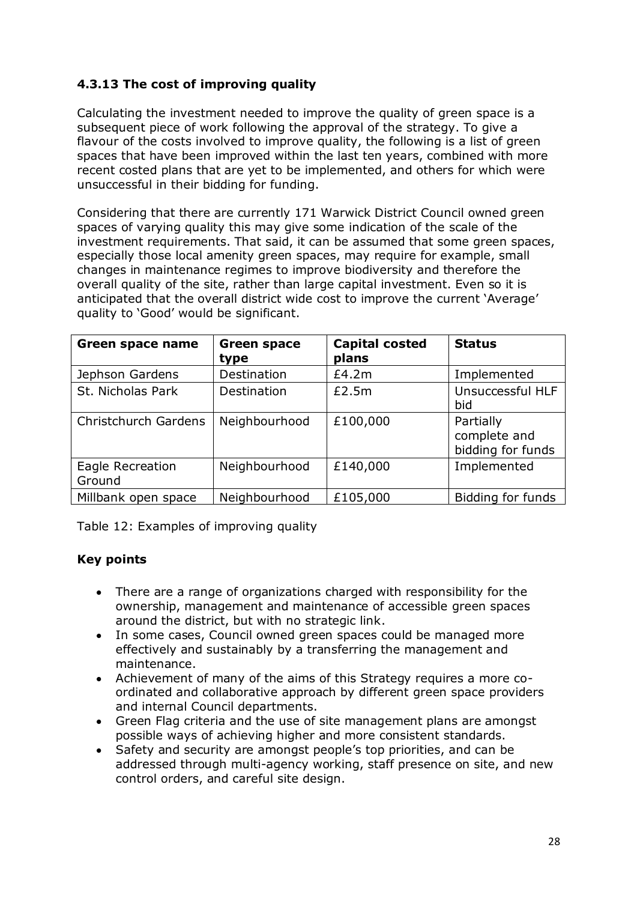### 4.3.13 The cost of improving quality

Calculating the investment needed to improve the quality of green space is a subsequent piece of work following the approval of the strategy. To give a flavour of the costs involved to improve quality, the following is a list of green spaces that have been improved within the last ten years, combined with more recent costed plans that are yet to be implemented, and others for which were unsuccessful in their bidding for funding.

Considering that there are currently 171 Warwick District Council owned green spaces of varying quality this may give some indication of the scale of the investment requirements. That said, it can be assumed that some green spaces, especially those local amenity green spaces, may require for example, small changes in maintenance regimes to improve biodiversity and therefore the overall quality of the site, rather than large capital investment. Even so it is anticipated that the overall district wide cost to improve the current 'Average' quality to 'Good' would be significant.

| Green space name | Green space type | Capital costed plans | Status |
|---|---|---|---|
| Jephson Gardens | Destination | £4.2m | Implemented |
| St. Nicholas Park | Destination | £2.5m | Unsuccessful HLF bid |
| Christchurch Gardens | Neighbourhood | £100,000 | Partially complete and bidding for funds |
| Eagle Recreation Ground | Neighbourhood | £140,000 | Implemented |
| Millbank open space | Neighbourhood | £105,000 | Bidding for funds |

Table 12: Examples of improving quality

**Key points**

- There are a range of organizations charged with responsibility for the ownership, management and maintenance of accessible green spaces around the district, but with no strategic link.
- In some cases, Council owned green spaces could be managed more effectively and sustainably by a transferring the management and maintenance.
- Achievement of many of the aims of this Strategy requires a more co-ordinated and collaborative approach by different green space providers and internal Council departments.
- Green Flag criteria and the use of site management plans are amongst possible ways of achieving higher and more consistent standards.
- Safety and security are amongst people's top priorities, and can be addressed through multi-agency working, staff presence on site, and new control orders, and careful site design.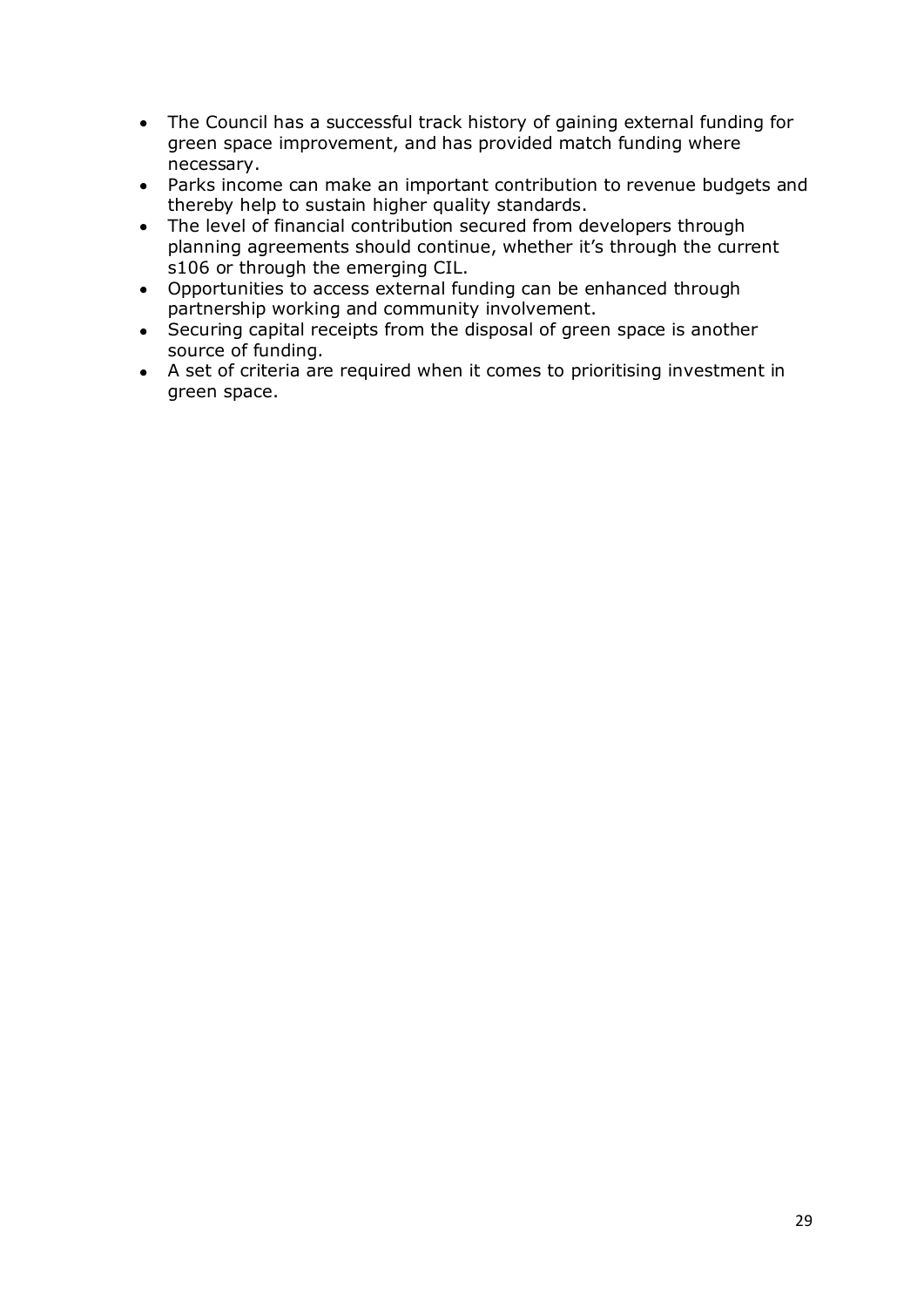- The Council has a successful track history of gaining external funding for green space improvement, and has provided match funding where necessary.
- Parks income can make an important contribution to revenue budgets and thereby help to sustain higher quality standards.
- The level of financial contribution secured from developers through planning agreements should continue, whether it's through the current s106 or through the emerging CIL.
- Opportunities to access external funding can be enhanced through partnership working and community involvement.
- Securing capital receipts from the disposal of green space is another source of funding.
- A set of criteria are required when it comes to prioritising investment in green space.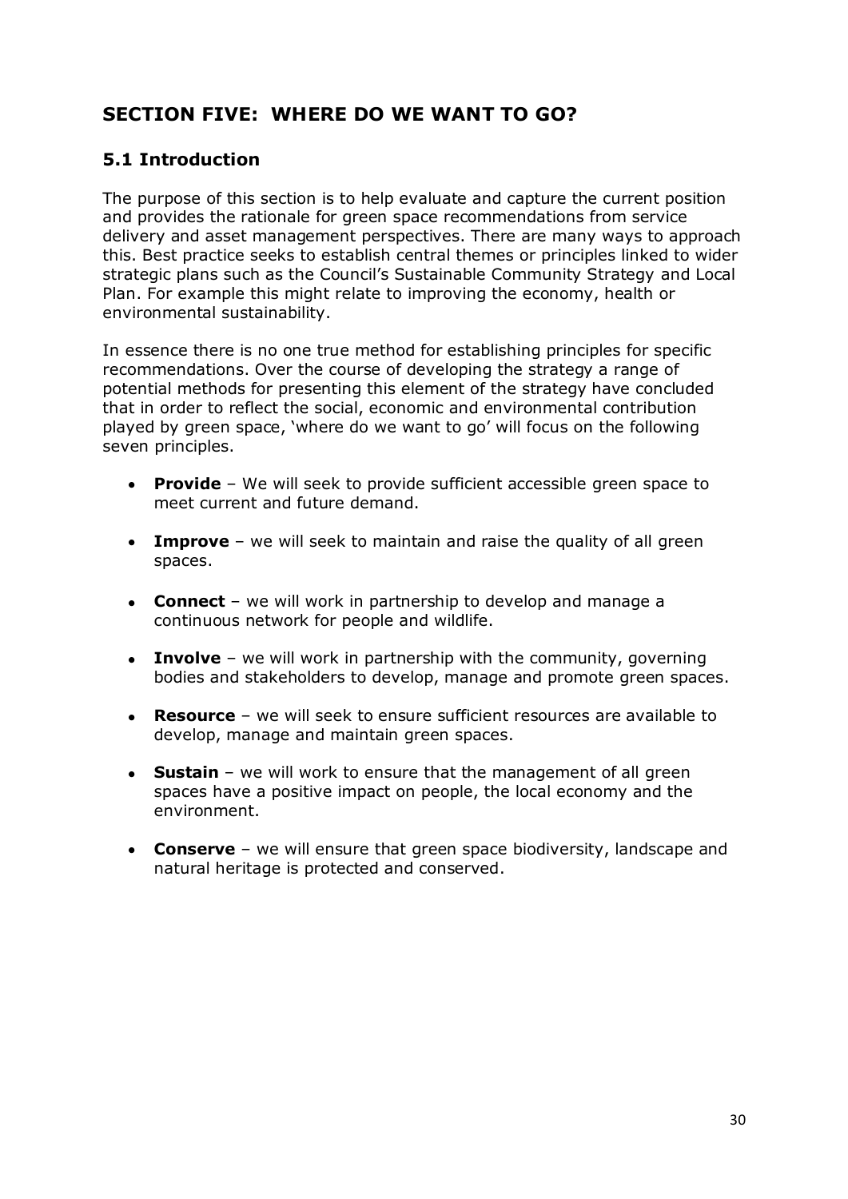## SECTION FIVE: WHERE DO WE WANT TO GO?

### 5.1 Introduction

The purpose of this section is to help evaluate and capture the current position and provides the rationale for green space recommendations from service delivery and asset management perspectives. There are many ways to approach this. Best practice seeks to establish central themes or principles linked to wider strategic plans such as the Council's Sustainable Community Strategy and Local Plan. For example this might relate to improving the economy, health or environmental sustainability.

In essence there is no one true method for establishing principles for specific recommendations. Over the course of developing the strategy a range of potential methods for presenting this element of the strategy have concluded that in order to reflect the social, economic and environmental contribution played by green space, 'where do we want to go' will focus on the following seven principles.

- **Provide** – We will seek to provide sufficient accessible green space to meet current and future demand.
- **Improve** – we will seek to maintain and raise the quality of all green spaces.
- **Connect** – we will work in partnership to develop and manage a continuous network for people and wildlife.
- **Involve** – we will work in partnership with the community, governing bodies and stakeholders to develop, manage and promote green spaces.
- **Resource** – we will seek to ensure sufficient resources are available to develop, manage and maintain green spaces.
- **Sustain** – we will work to ensure that the management of all green spaces have a positive impact on people, the local economy and the environment.
- **Conserve** – we will ensure that green space biodiversity, landscape and natural heritage is protected and conserved.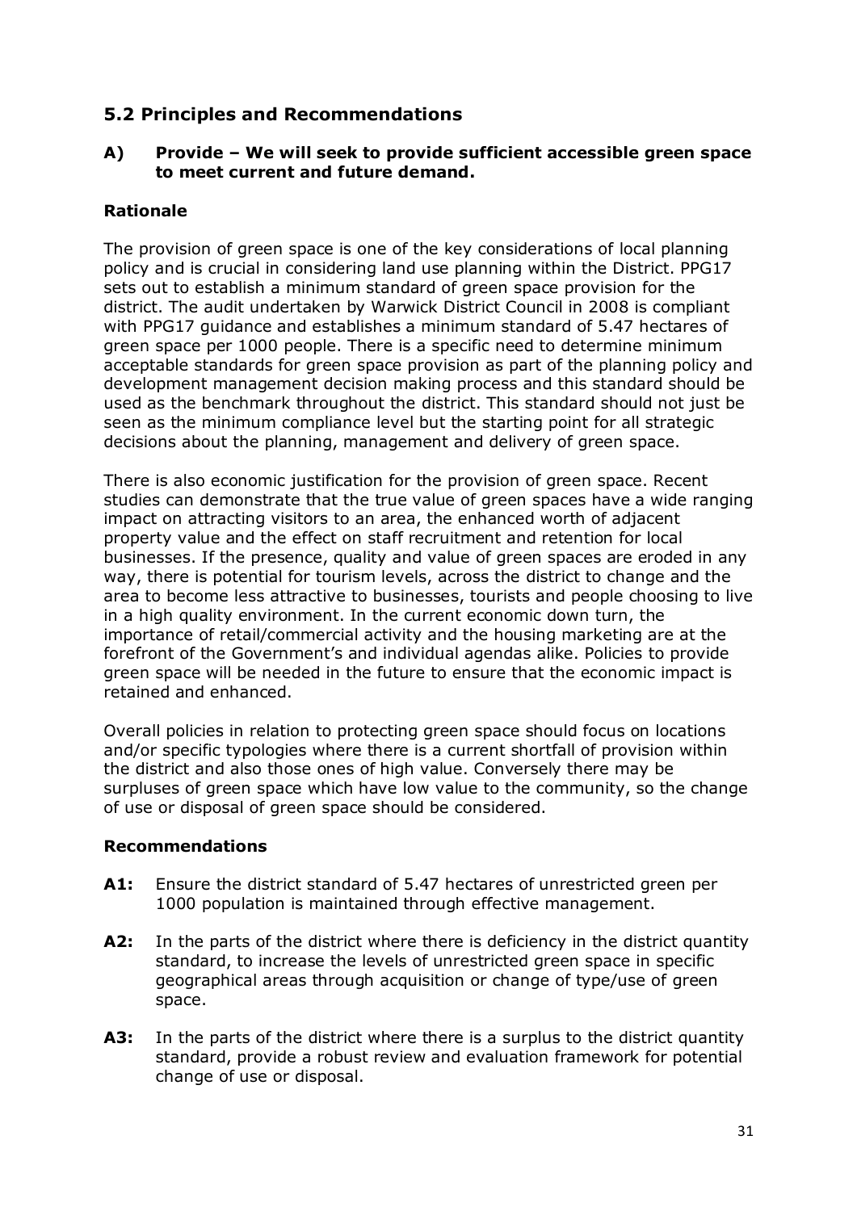## 5.2 Principles and Recommendations

### A) Provide – We will seek to provide sufficient accessible green space to meet current and future demand.

**Rationale**

The provision of green space is one of the key considerations of local planning policy and is crucial in considering land use planning within the District. PPG17 sets out to establish a minimum standard of green space provision for the district. The audit undertaken by Warwick District Council in 2008 is compliant with PPG17 guidance and establishes a minimum standard of 5.47 hectares of green space per 1000 people. There is a specific need to determine minimum acceptable standards for green space provision as part of the planning policy and development management decision making process and this standard should be used as the benchmark throughout the district. This standard should not just be seen as the minimum compliance level but the starting point for all strategic decisions about the planning, management and delivery of green space.

There is also economic justification for the provision of green space. Recent studies can demonstrate that the true value of green spaces have a wide ranging impact on attracting visitors to an area, the enhanced worth of adjacent property value and the effect on staff recruitment and retention for local businesses. If the presence, quality and value of green spaces are eroded in any way, there is potential for tourism levels, across the district to change and the area to become less attractive to businesses, tourists and people choosing to live in a high quality environment. In the current economic down turn, the importance of retail/commercial activity and the housing marketing are at the forefront of the Government's and individual agendas alike. Policies to provide green space will be needed in the future to ensure that the economic impact is retained and enhanced.

Overall policies in relation to protecting green space should focus on locations and/or specific typologies where there is a current shortfall of provision within the district and also those ones of high value. Conversely there may be surpluses of green space which have low value to the community, so the change of use or disposal of green space should be considered.

**Recommendations**

**A1:** Ensure the district standard of 5.47 hectares of unrestricted green per 1000 population is maintained through effective management.

**A2:** In the parts of the district where there is deficiency in the district quantity standard, to increase the levels of unrestricted green space in specific geographical areas through acquisition or change of type/use of green space.

**A3:** In the parts of the district where there is a surplus to the district quantity standard, provide a robust review and evaluation framework for potential change of use or disposal.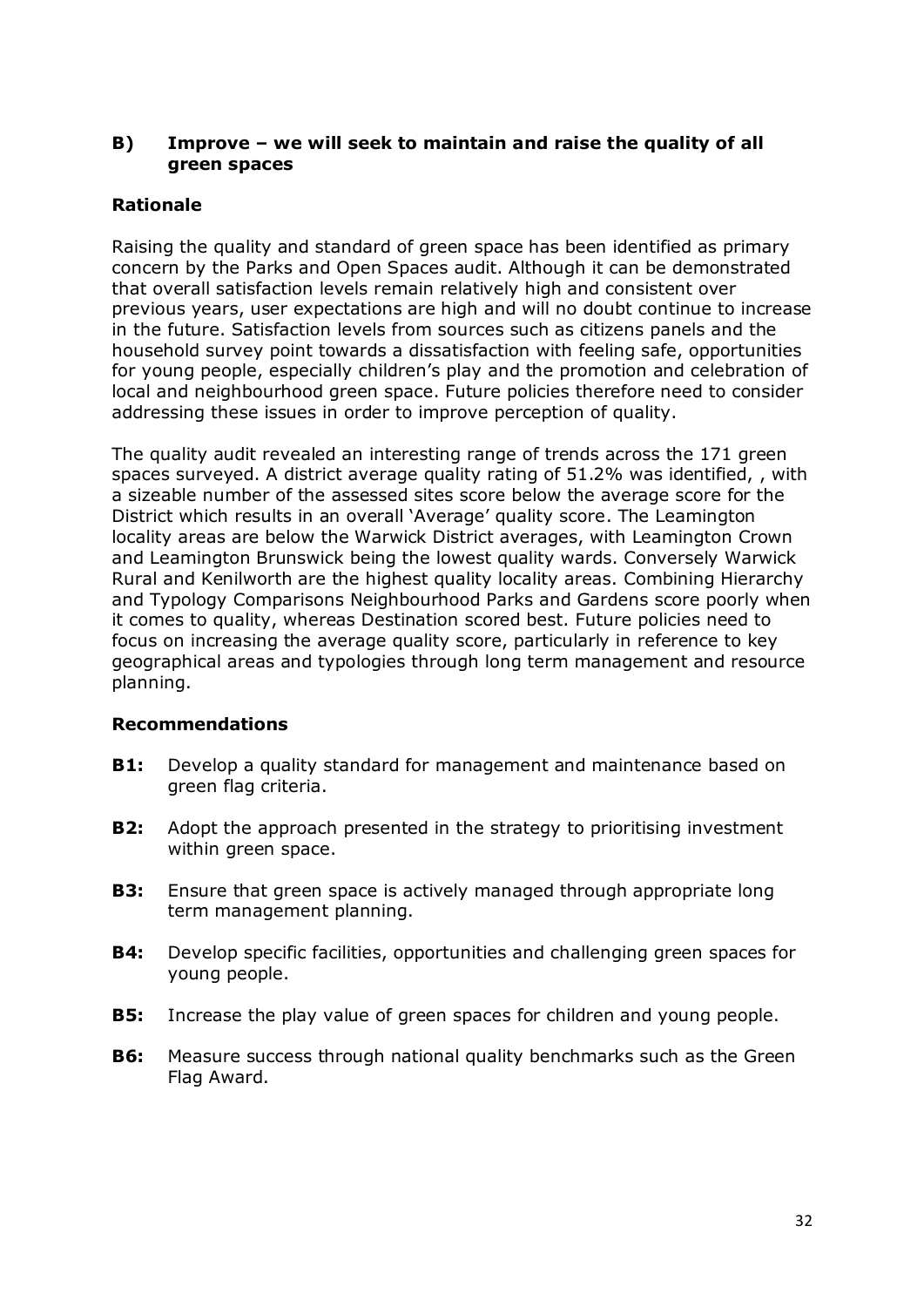## B) Improve – we will seek to maintain and raise the quality of all green spaces

### Rationale

Raising the quality and standard of green space has been identified as primary concern by the Parks and Open Spaces audit. Although it can be demonstrated that overall satisfaction levels remain relatively high and consistent over previous years, user expectations are high and will no doubt continue to increase in the future. Satisfaction levels from sources such as citizens panels and the household survey point towards a dissatisfaction with feeling safe, opportunities for young people, especially children's play and the promotion and celebration of local and neighbourhood green space. Future policies therefore need to consider addressing these issues in order to improve perception of quality.

The quality audit revealed an interesting range of trends across the 171 green spaces surveyed. A district average quality rating of 51.2% was identified, , with a sizeable number of the assessed sites score below the average score for the District which results in an overall 'Average' quality score. The Leamington locality areas are below the Warwick District averages, with Leamington Crown and Leamington Brunswick being the lowest quality wards. Conversely Warwick Rural and Kenilworth are the highest quality locality areas. Combining Hierarchy and Typology Comparisons Neighbourhood Parks and Gardens score poorly when it comes to quality, whereas Destination scored best. Future policies need to focus on increasing the average quality score, particularly in reference to key geographical areas and typologies through long term management and resource planning.

### Recommendations

**B1:** Develop a quality standard for management and maintenance based on green flag criteria.

**B2:** Adopt the approach presented in the strategy to prioritising investment within green space.

**B3:** Ensure that green space is actively managed through appropriate long term management planning.

**B4:** Develop specific facilities, opportunities and challenging green spaces for young people.

**B5:** Increase the play value of green spaces for children and young people.

**B6:** Measure success through national quality benchmarks such as the Green Flag Award.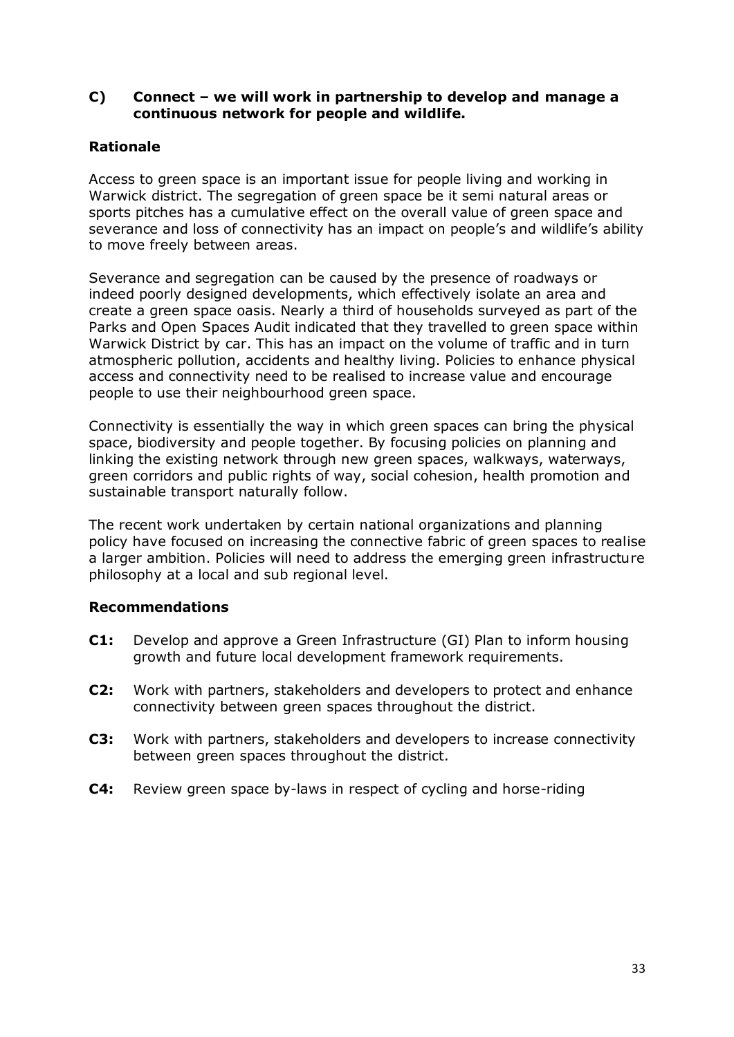## C) Connect – we will work in partnership to develop and manage a continuous network for people and wildlife.

### Rationale

Access to green space is an important issue for people living and working in Warwick district. The segregation of green space be it semi natural areas or sports pitches has a cumulative effect on the overall value of green space and severance and loss of connectivity has an impact on people's and wildlife's ability to move freely between areas.

Severance and segregation can be caused by the presence of roadways or indeed poorly designed developments, which effectively isolate an area and create a green space oasis. Nearly a third of households surveyed as part of the Parks and Open Spaces Audit indicated that they travelled to green space within Warwick District by car. This has an impact on the volume of traffic and in turn atmospheric pollution, accidents and healthy living. Policies to enhance physical access and connectivity need to be realised to increase value and encourage people to use their neighbourhood green space.

Connectivity is essentially the way in which green spaces can bring the physical space, biodiversity and people together. By focusing policies on planning and linking the existing network through new green spaces, walkways, waterways, green corridors and public rights of way, social cohesion, health promotion and sustainable transport naturally follow.

The recent work undertaken by certain national organizations and planning policy have focused on increasing the connective fabric of green spaces to realise a larger ambition. Policies will need to address the emerging green infrastructure philosophy at a local and sub regional level.

### Recommendations

**C1:** Develop and approve a Green Infrastructure (GI) Plan to inform housing growth and future local development framework requirements.

**C2:** Work with partners, stakeholders and developers to protect and enhance connectivity between green spaces throughout the district.

**C3:** Work with partners, stakeholders and developers to increase connectivity between green spaces throughout the district.

**C4:** Review green space by-laws in respect of cycling and horse-riding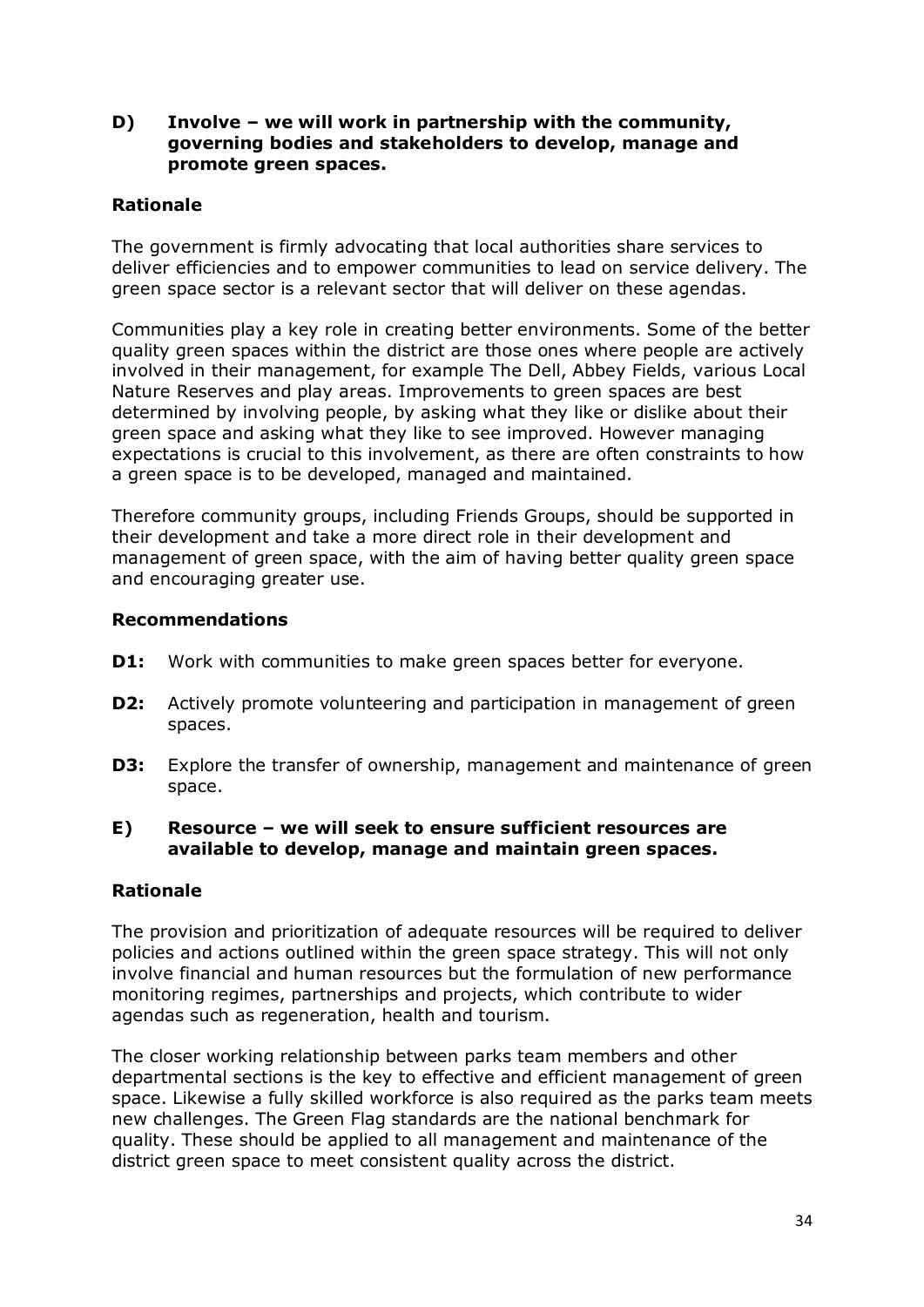**D) Involve – we will work in partnership with the community, governing bodies and stakeholders to develop, manage and promote green spaces.**

**Rationale**

The government is firmly advocating that local authorities share services to deliver efficiencies and to empower communities to lead on service delivery. The green space sector is a relevant sector that will deliver on these agendas.

Communities play a key role in creating better environments. Some of the better quality green spaces within the district are those ones where people are actively involved in their management, for example The Dell, Abbey Fields, various Local Nature Reserves and play areas. Improvements to green spaces are best determined by involving people, by asking what they like or dislike about their green space and asking what they like to see improved. However managing expectations is crucial to this involvement, as there are often constraints to how a green space is to be developed, managed and maintained.

Therefore community groups, including Friends Groups, should be supported in their development and take a more direct role in their development and management of green space, with the aim of having better quality green space and encouraging greater use.

**Recommendations**

**D1:** Work with communities to make green spaces better for everyone.

**D2:** Actively promote volunteering and participation in management of green spaces.

**D3:** Explore the transfer of ownership, management and maintenance of green space.

**E) Resource – we will seek to ensure sufficient resources are available to develop, manage and maintain green spaces.**

**Rationale**

The provision and prioritization of adequate resources will be required to deliver policies and actions outlined within the green space strategy. This will not only involve financial and human resources but the formulation of new performance monitoring regimes, partnerships and projects, which contribute to wider agendas such as regeneration, health and tourism.

The closer working relationship between parks team members and other departmental sections is the key to effective and efficient management of green space. Likewise a fully skilled workforce is also required as the parks team meets new challenges. The Green Flag standards are the national benchmark for quality. These should be applied to all management and maintenance of the district green space to meet consistent quality across the district.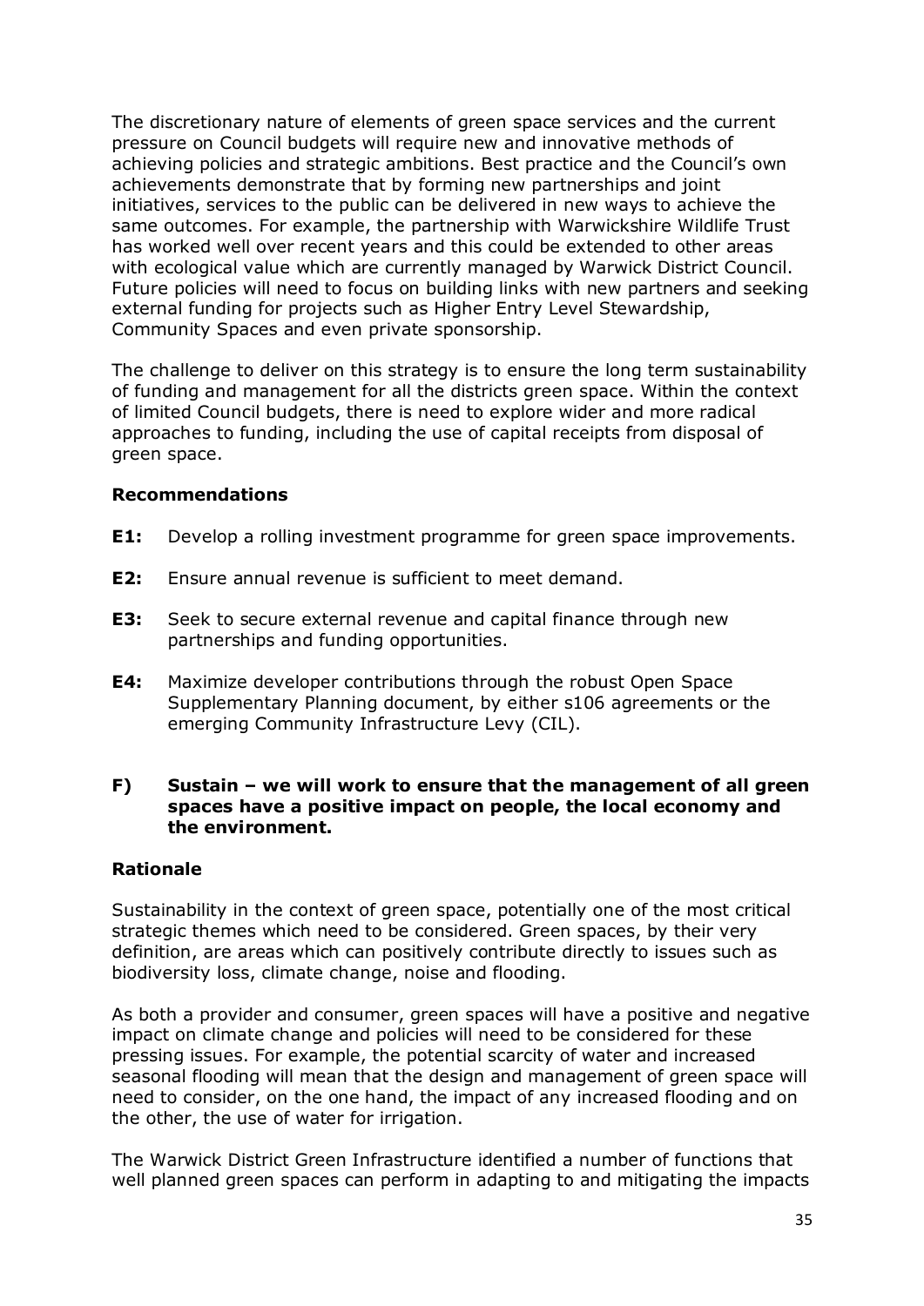The discretionary nature of elements of green space services and the current pressure on Council budgets will require new and innovative methods of achieving policies and strategic ambitions. Best practice and the Council's own achievements demonstrate that by forming new partnerships and joint initiatives, services to the public can be delivered in new ways to achieve the same outcomes. For example, the partnership with Warwickshire Wildlife Trust has worked well over recent years and this could be extended to other areas with ecological value which are currently managed by Warwick District Council. Future policies will need to focus on building links with new partners and seeking external funding for projects such as Higher Entry Level Stewardship, Community Spaces and even private sponsorship.

The challenge to deliver on this strategy is to ensure the long term sustainability of funding and management for all the districts green space. Within the context of limited Council budgets, there is need to explore wider and more radical approaches to funding, including the use of capital receipts from disposal of green space.

### Recommendations

**E1:** Develop a rolling investment programme for green space improvements.

**E2:** Ensure annual revenue is sufficient to meet demand.

**E3:** Seek to secure external revenue and capital finance through new partnerships and funding opportunities.

**E4:** Maximize developer contributions through the robust Open Space Supplementary Planning document, by either s106 agreements or the emerging Community Infrastructure Levy (CIL).

### F) Sustain – we will work to ensure that the management of all green spaces have a positive impact on people, the local economy and the environment.

### Rationale

Sustainability in the context of green space, potentially one of the most critical strategic themes which need to be considered. Green spaces, by their very definition, are areas which can positively contribute directly to issues such as biodiversity loss, climate change, noise and flooding.

As both a provider and consumer, green spaces will have a positive and negative impact on climate change and policies will need to be considered for these pressing issues. For example, the potential scarcity of water and increased seasonal flooding will mean that the design and management of green space will need to consider, on the one hand, the impact of any increased flooding and on the other, the use of water for irrigation.

The Warwick District Green Infrastructure identified a number of functions that well planned green spaces can perform in adapting to and mitigating the impacts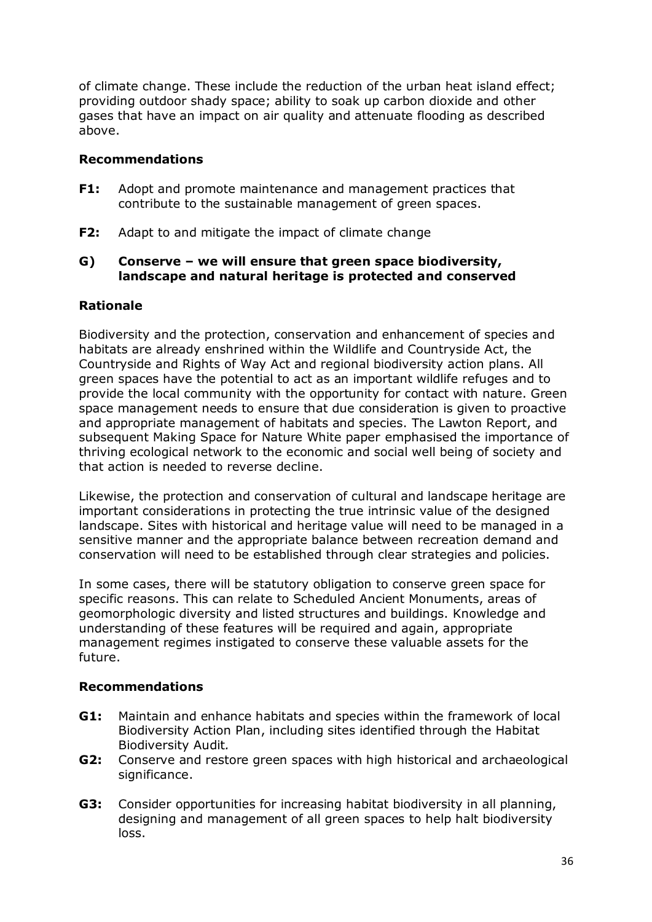of climate change. These include the reduction of the urban heat island effect; providing outdoor shady space; ability to soak up carbon dioxide and other gases that have an impact on air quality and attenuate flooding as described above.

### Recommendations

**F1:** Adopt and promote maintenance and management practices that contribute to the sustainable management of green spaces.

**F2:** Adapt to and mitigate the impact of climate change

## G) Conserve – we will ensure that green space biodiversity, landscape and natural heritage is protected and conserved

### Rationale

Biodiversity and the protection, conservation and enhancement of species and habitats are already enshrined within the Wildlife and Countryside Act, the Countryside and Rights of Way Act and regional biodiversity action plans. All green spaces have the potential to act as an important wildlife refuges and to provide the local community with the opportunity for contact with nature. Green space management needs to ensure that due consideration is given to proactive and appropriate management of habitats and species. The Lawton Report, and subsequent Making Space for Nature White paper emphasised the importance of thriving ecological network to the economic and social well being of society and that action is needed to reverse decline.

Likewise, the protection and conservation of cultural and landscape heritage are important considerations in protecting the true intrinsic value of the designed landscape. Sites with historical and heritage value will need to be managed in a sensitive manner and the appropriate balance between recreation demand and conservation will need to be established through clear strategies and policies.

In some cases, there will be statutory obligation to conserve green space for specific reasons. This can relate to Scheduled Ancient Monuments, areas of geomorphologic diversity and listed structures and buildings. Knowledge and understanding of these features will be required and again, appropriate management regimes instigated to conserve these valuable assets for the future.

### Recommendations

**G1:** Maintain and enhance habitats and species within the framework of local Biodiversity Action Plan, including sites identified through the Habitat Biodiversity Audit.

**G2:** Conserve and restore green spaces with high historical and archaeological significance.

**G3:** Consider opportunities for increasing habitat biodiversity in all planning, designing and management of all green spaces to help halt biodiversity loss.